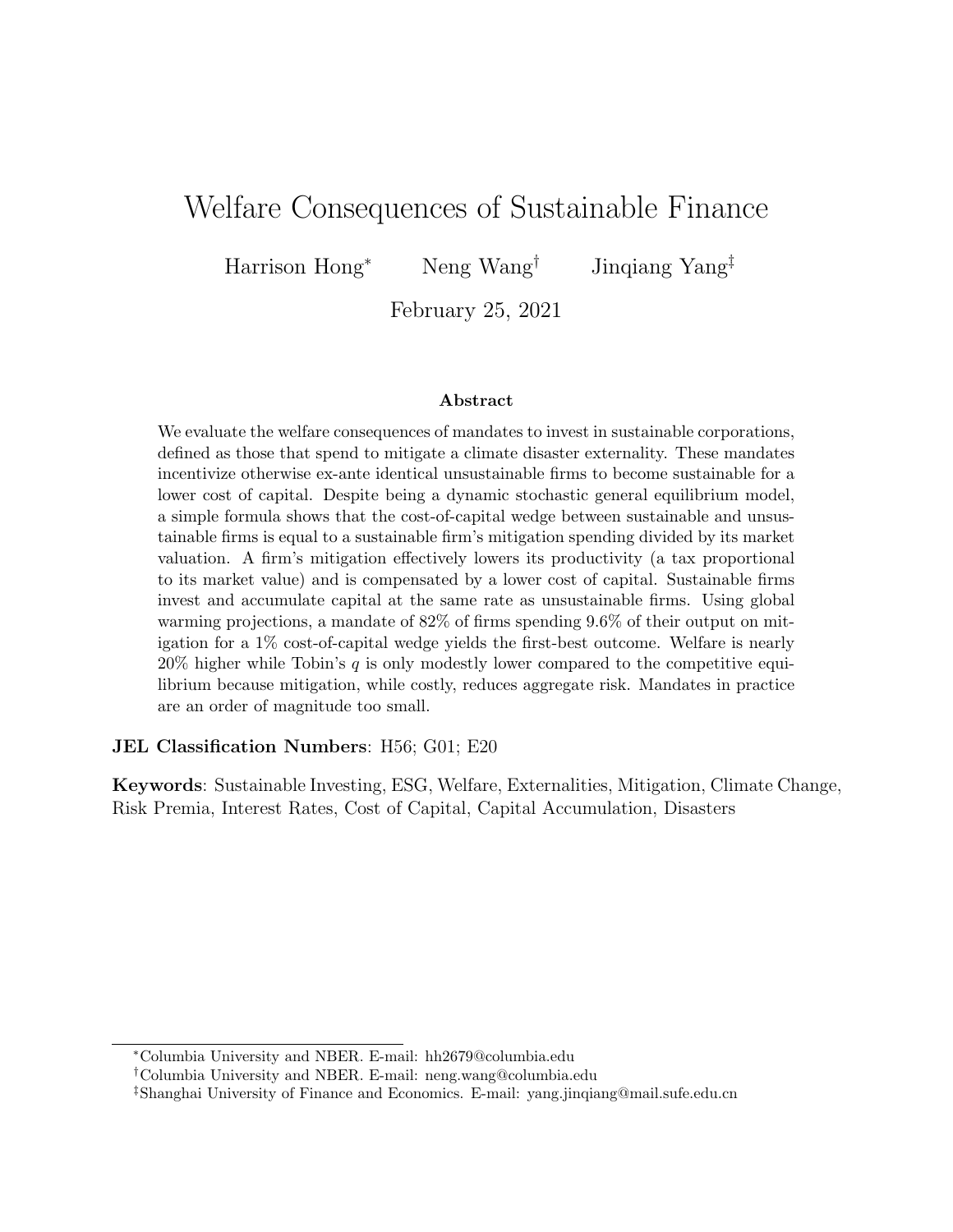# Welfare Consequences of Sustainable Finance

Harrison Hong[*] Neng Wang[†] Jinqiang Yang[‡]

February 25, 2021

### Abstract

We evaluate the welfare consequences of mandates to invest in sustainable corporations, defined as those that spend to mitigate a climate disaster externality. These mandates incentivize otherwise ex-ante identical unsustainable firms to become sustainable for a lower cost of capital. Despite being a dynamic stochastic general equilibrium model, a simple formula shows that the cost-of-capital wedge between sustainable and unsustainable firms is equal to a sustainable firm's mitigation spending divided by its market valuation. A firm's mitigation effectively lowers its productivity (a tax proportional to its market value) and is compensated by a lower cost of capital. Sustainable firms invest and accumulate capital at the same rate as unsustainable firms. Using global warming projections, a mandate of 82% of firms spending 9.6% of their output on mitigation for a 1% cost-of-capital wedge yields the first-best outcome. Welfare is nearly 20% higher while Tobin's $q$ is only modestly lower compared to the competitive equilibrium because mitigation, while costly, reduces aggregate risk. Mandates in practice are an order of magnitude too small.

**JEL Classification Numbers**: H56; G01; E20

**Keywords**: Sustainable Investing, ESG, Welfare, Externalities, Mitigation, Climate Change, Risk Premia, Interest Rates, Cost of Capital, Capital Accumulation, Disasters

---

[*] Columbia University and NBER. E-mail: hh2679@columbia.edu

[†] Columbia University and NBER. E-mail: neng.wang@columbia.edu

[‡] Shanghai University of Finance and Economics. E-mail: yang.jinqiang@mail.sufe.edu.cn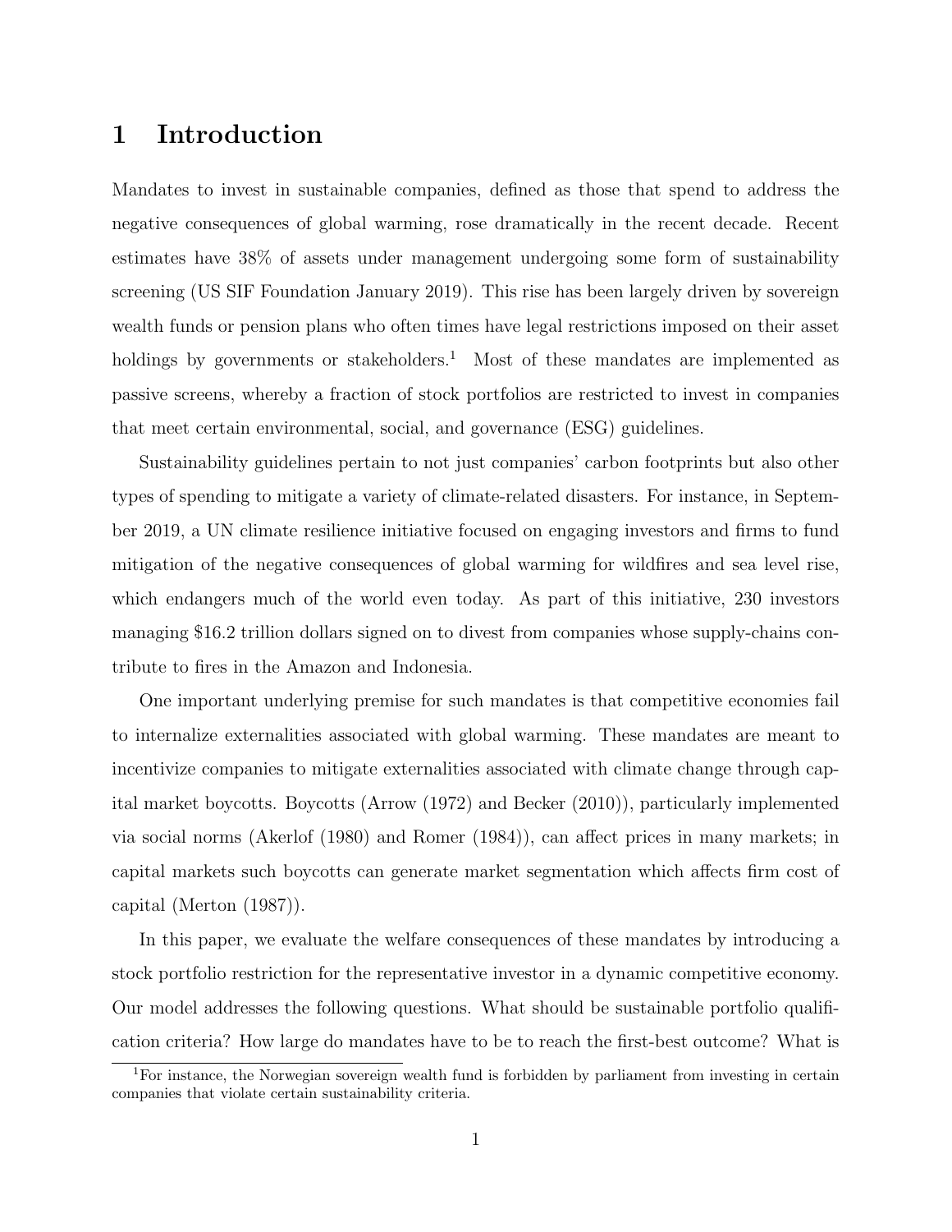# 1 Introduction

Mandates to invest in sustainable companies, defined as those that spend to address the negative consequences of global warming, rose dramatically in the recent decade. Recent estimates have 38% of assets under management undergoing some form of sustainability screening (US SIF Foundation January 2019). This rise has been largely driven by sovereign wealth funds or pension plans who often times have legal restrictions imposed on their asset holdings by governments or stakeholders.[1] Most of these mandates are implemented as passive screens, whereby a fraction of stock portfolios are restricted to invest in companies that meet certain environmental, social, and governance (ESG) guidelines.

Sustainability guidelines pertain to not just companies' carbon footprints but also other types of spending to mitigate a variety of climate-related disasters. For instance, in September 2019, a UN climate resilience initiative focused on engaging investors and firms to fund mitigation of the negative consequences of global warming for wildfires and sea level rise, which endangers much of the world even today. As part of this initiative, 230 investors managing $16.2 trillion dollars signed on to divest from companies whose supply-chains contribute to fires in the Amazon and Indonesia.

One important underlying premise for such mandates is that competitive economies fail to internalize externalities associated with global warming. These mandates are meant to incentivize companies to mitigate externalities associated with climate change through capital market boycotts. Boycotts (Arrow (1972) and Becker (2010)), particularly implemented via social norms (Akerlof (1980) and Romer (1984)), can affect prices in many markets; in capital markets such boycotts can generate market segmentation which affects firm cost of capital (Merton (1987)).

In this paper, we evaluate the welfare consequences of these mandates by introducing a stock portfolio restriction for the representative investor in a dynamic competitive economy. Our model addresses the following questions. What should be sustainable portfolio qualification criteria? How large do mandates have to be to reach the first-best outcome? What is

[1] For instance, the Norwegian sovereign wealth fund is forbidden by parliament from investing in certain companies that violate certain sustainability criteria.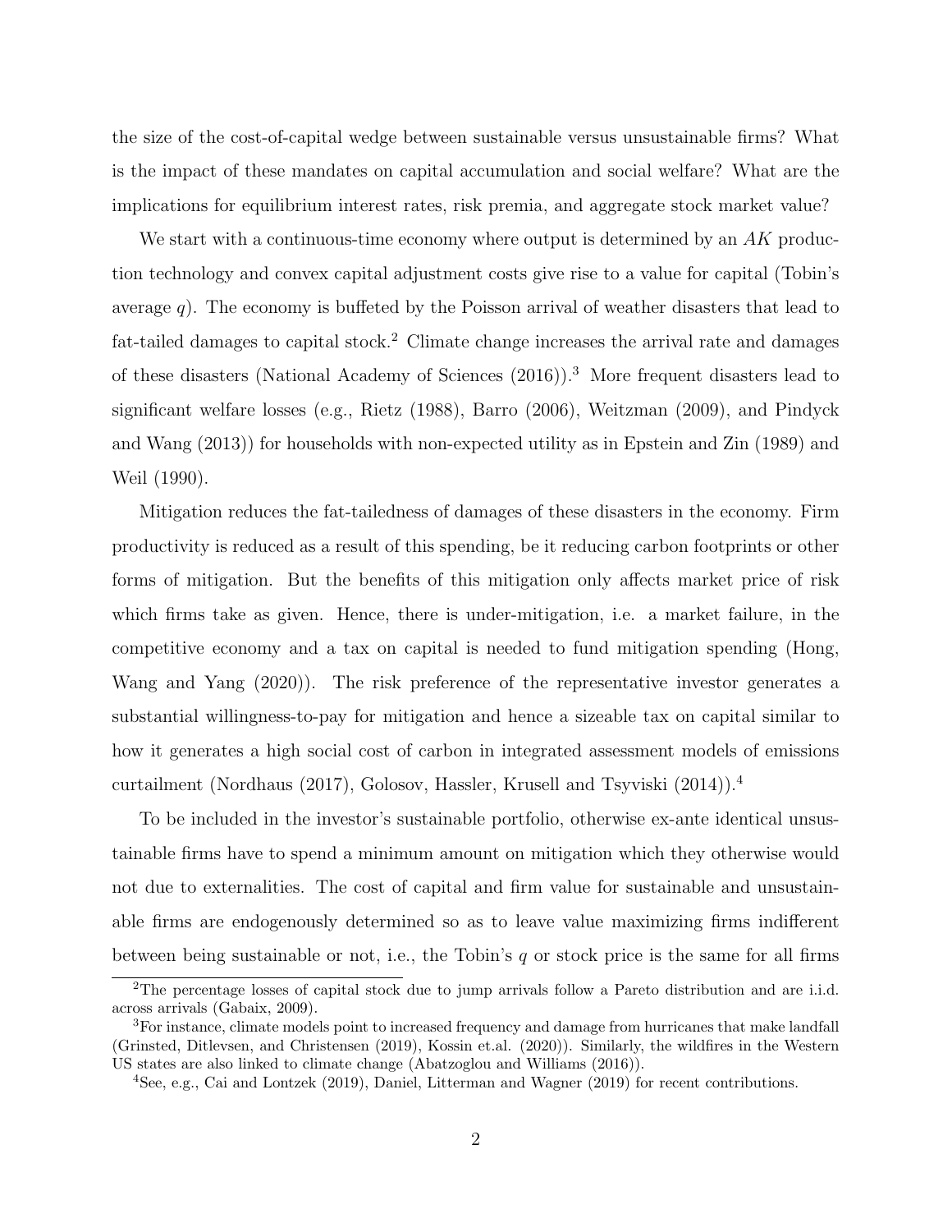the size of the cost-of-capital wedge between sustainable versus unsustainable firms? What is the impact of these mandates on capital accumulation and social welfare? What are the implications for equilibrium interest rates, risk premia, and aggregate stock market value?

We start with a continuous-time economy where output is determined by an $AK$ production technology and convex capital adjustment costs give rise to a value for capital (Tobin's average $q$). The economy is buffeted by the Poisson arrival of weather disasters that lead to fat-tailed damages to capital stock.[2] Climate change increases the arrival rate and damages of these disasters (National Academy of Sciences (2016)).[3] More frequent disasters lead to significant welfare losses (e.g., Rietz (1988), Barro (2006), Weitzman (2009), and Pindyck and Wang (2013)) for households with non-expected utility as in Epstein and Zin (1989) and Weil (1990).

Mitigation reduces the fat-tailedness of damages of these disasters in the economy. Firm productivity is reduced as a result of this spending, be it reducing carbon footprints or other forms of mitigation. But the benefits of this mitigation only affects market price of risk which firms take as given. Hence, there is under-mitigation, i.e. a market failure, in the competitive economy and a tax on capital is needed to fund mitigation spending (Hong, Wang and Yang (2020)). The risk preference of the representative investor generates a substantial willingness-to-pay for mitigation and hence a sizeable tax on capital similar to how it generates a high social cost of carbon in integrated assessment models of emissions curtailment (Nordhaus (2017), Golosov, Hassler, Krusell and Tsyviski (2014)).[4]

To be included in the investor's sustainable portfolio, otherwise ex-ante identical unsustainable firms have to spend a minimum amount on mitigation which they otherwise would not due to externalities. The cost of capital and firm value for sustainable and unsustainable firms are endogenously determined so as to leave value maximizing firms indifferent between being sustainable or not, i.e., the Tobin's $q$ or stock price is the same for all firms

[2] The percentage losses of capital stock due to jump arrivals follow a Pareto distribution and are i.i.d. across arrivals (Gabaix, 2009).

[3] For instance, climate models point to increased frequency and damage from hurricanes that make landfall (Grinsted, Ditlevsen, and Christensen (2019), Kossin et.al. (2020)). Similarly, the wildfires in the Western US states are also linked to climate change (Abatzoglou and Williams (2016)).

[4] See, e.g., Cai and Lontzek (2019), Daniel, Litterman and Wagner (2019) for recent contributions.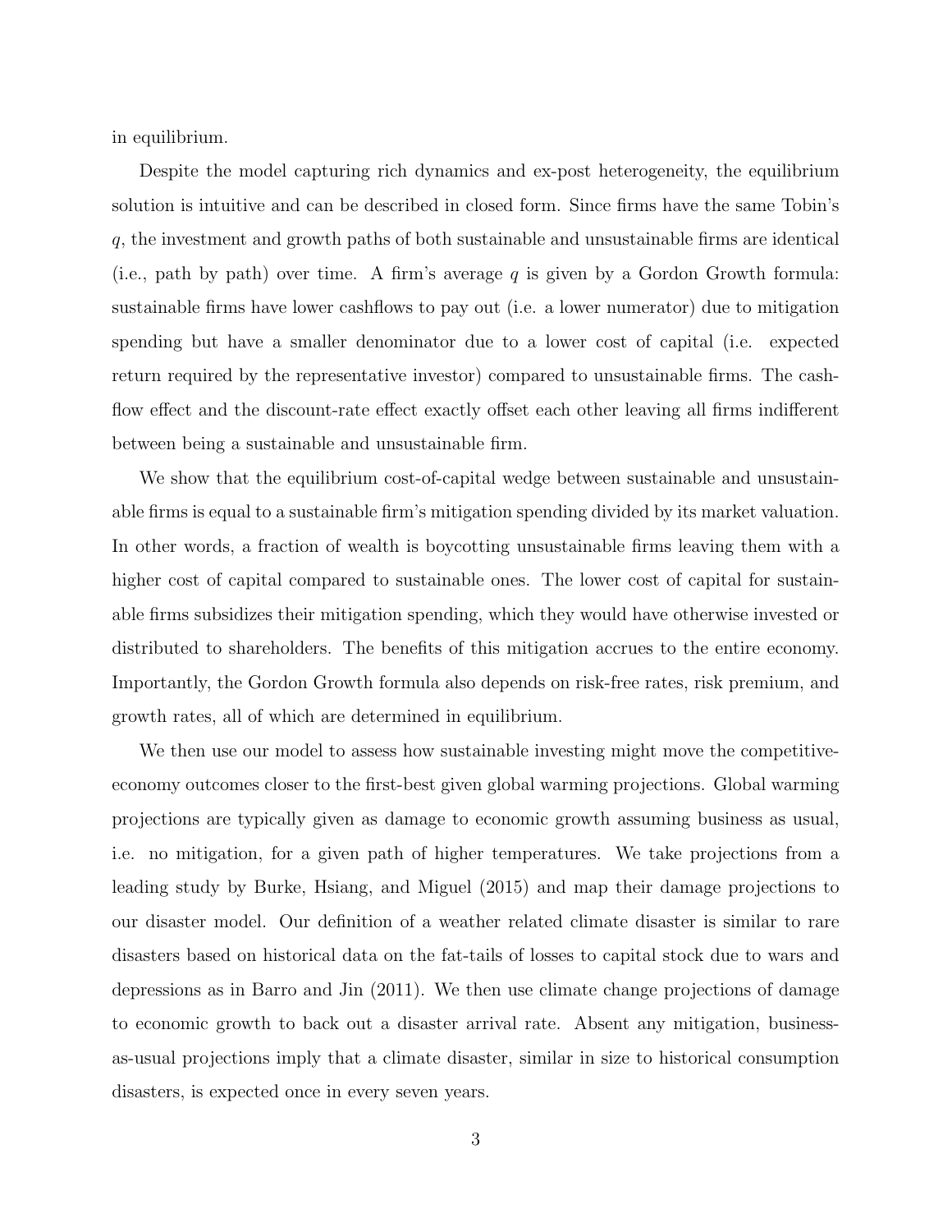in equilibrium.

Despite the model capturing rich dynamics and ex-post heterogeneity, the equilibrium solution is intuitive and can be described in closed form. Since firms have the same Tobin's $q$, the investment and growth paths of both sustainable and unsustainable firms are identical (i.e., path by path) over time. A firm's average $q$ is given by a Gordon Growth formula: sustainable firms have lower cashflows to pay out (i.e. a lower numerator) due to mitigation spending but have a smaller denominator due to a lower cost of capital (i.e. expected return required by the representative investor) compared to unsustainable firms. The cash-flow effect and the discount-rate effect exactly offset each other leaving all firms indifferent between being a sustainable and unsustainable firm.

We show that the equilibrium cost-of-capital wedge between sustainable and unsustainable firms is equal to a sustainable firm's mitigation spending divided by its market valuation. In other words, a fraction of wealth is boycotting unsustainable firms leaving them with a higher cost of capital compared to sustainable ones. The lower cost of capital for sustainable firms subsidizes their mitigation spending, which they would have otherwise invested or distributed to shareholders. The benefits of this mitigation accrues to the entire economy. Importantly, the Gordon Growth formula also depends on risk-free rates, risk premium, and growth rates, all of which are determined in equilibrium.

We then use our model to assess how sustainable investing might move the competitive-economy outcomes closer to the first-best given global warming projections. Global warming projections are typically given as damage to economic growth assuming business as usual, i.e. no mitigation, for a given path of higher temperatures. We take projections from a leading study by Burke, Hsiang, and Miguel (2015) and map their damage projections to our disaster model. Our definition of a weather related climate disaster is similar to rare disasters based on historical data on the fat-tails of losses to capital stock due to wars and depressions as in Barro and Jin (2011). We then use climate change projections of damage to economic growth to back out a disaster arrival rate. Absent any mitigation, business-as-usual projections imply that a climate disaster, similar in size to historical consumption disasters, is expected once in every seven years.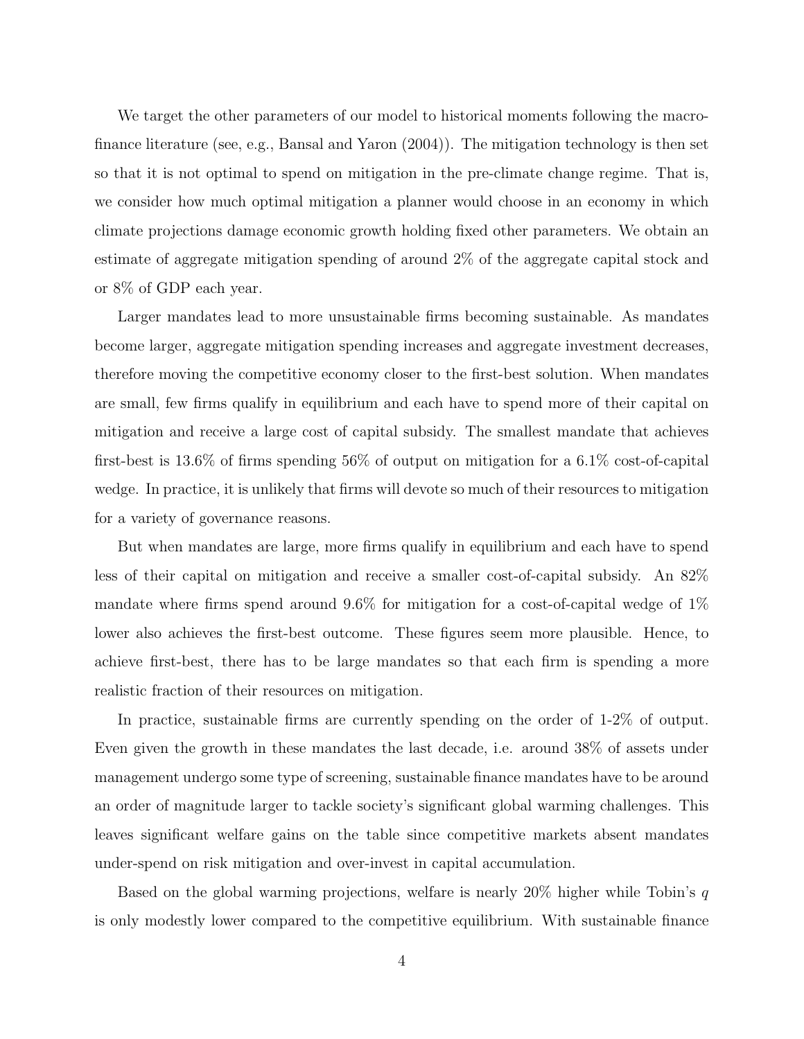We target the other parameters of our model to historical moments following the macro-finance literature (see, e.g., Bansal and Yaron (2004)). The mitigation technology is then set so that it is not optimal to spend on mitigation in the pre-climate change regime. That is, we consider how much optimal mitigation a planner would choose in an economy in which climate projections damage economic growth holding fixed other parameters. We obtain an estimate of aggregate mitigation spending of around 2% of the aggregate capital stock and or 8% of GDP each year.

Larger mandates lead to more unsustainable firms becoming sustainable. As mandates become larger, aggregate mitigation spending increases and aggregate investment decreases, therefore moving the competitive economy closer to the first-best solution. When mandates are small, few firms qualify in equilibrium and each have to spend more of their capital on mitigation and receive a large cost of capital subsidy. The smallest mandate that achieves first-best is 13.6% of firms spending 56% of output on mitigation for a 6.1% cost-of-capital wedge. In practice, it is unlikely that firms will devote so much of their resources to mitigation for a variety of governance reasons.

But when mandates are large, more firms qualify in equilibrium and each have to spend less of their capital on mitigation and receive a smaller cost-of-capital subsidy. An 82% mandate where firms spend around 9.6% for mitigation for a cost-of-capital wedge of 1% lower also achieves the first-best outcome. These figures seem more plausible. Hence, to achieve first-best, there has to be large mandates so that each firm is spending a more realistic fraction of their resources on mitigation.

In practice, sustainable firms are currently spending on the order of 1-2% of output. Even given the growth in these mandates the last decade, i.e. around 38% of assets under management undergo some type of screening, sustainable finance mandates have to be around an order of magnitude larger to tackle society's significant global warming challenges. This leaves significant welfare gains on the table since competitive markets absent mandates under-spend on risk mitigation and over-invest in capital accumulation.

Based on the global warming projections, welfare is nearly 20% higher while Tobin's $q$ is only modestly lower compared to the competitive equilibrium. With sustainable finance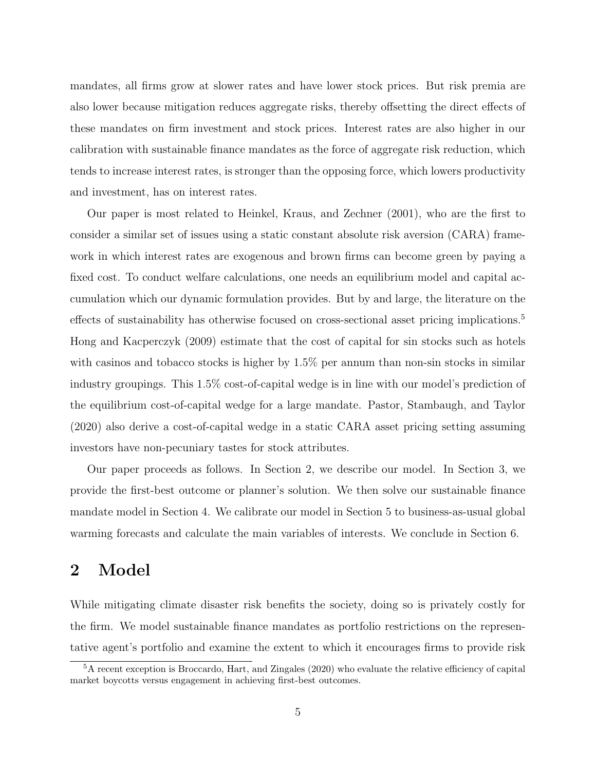mandates, all firms grow at slower rates and have lower stock prices. But risk premia are also lower because mitigation reduces aggregate risks, thereby offsetting the direct effects of these mandates on firm investment and stock prices. Interest rates are also higher in our calibration with sustainable finance mandates as the force of aggregate risk reduction, which tends to increase interest rates, is stronger than the opposing force, which lowers productivity and investment, has on interest rates.

Our paper is most related to Heinkel, Kraus, and Zechner (2001), who are the first to consider a similar set of issues using a static constant absolute risk aversion (CARA) framework in which interest rates are exogenous and brown firms can become green by paying a fixed cost. To conduct welfare calculations, one needs an equilibrium model and capital accumulation which our dynamic formulation provides. But by and large, the literature on the effects of sustainability has otherwise focused on cross-sectional asset pricing implications.[5] Hong and Kacperczyk (2009) estimate that the cost of capital for sin stocks such as hotels with casinos and tobacco stocks is higher by 1.5% per annum than non-sin stocks in similar industry groupings. This 1.5% cost-of-capital wedge is in line with our model's prediction of the equilibrium cost-of-capital wedge for a large mandate. Pastor, Stambaugh, and Taylor (2020) also derive a cost-of-capital wedge in a static CARA asset pricing setting assuming investors have non-pecuniary tastes for stock attributes.

Our paper proceeds as follows. In Section 2, we describe our model. In Section 3, we provide the first-best outcome or planner's solution. We then solve our sustainable finance mandate model in Section 4. We calibrate our model in Section 5 to business-as-usual global warming forecasts and calculate the main variables of interests. We conclude in Section 6.

# 2 Model

While mitigating climate disaster risk benefits the society, doing so is privately costly for the firm. We model sustainable finance mandates as portfolio restrictions on the representative agent's portfolio and examine the extent to which it encourages firms to provide risk

[5] A recent exception is Broccardo, Hart, and Zingales (2020) who evaluate the relative efficiency of capital market boycotts versus engagement in achieving first-best outcomes.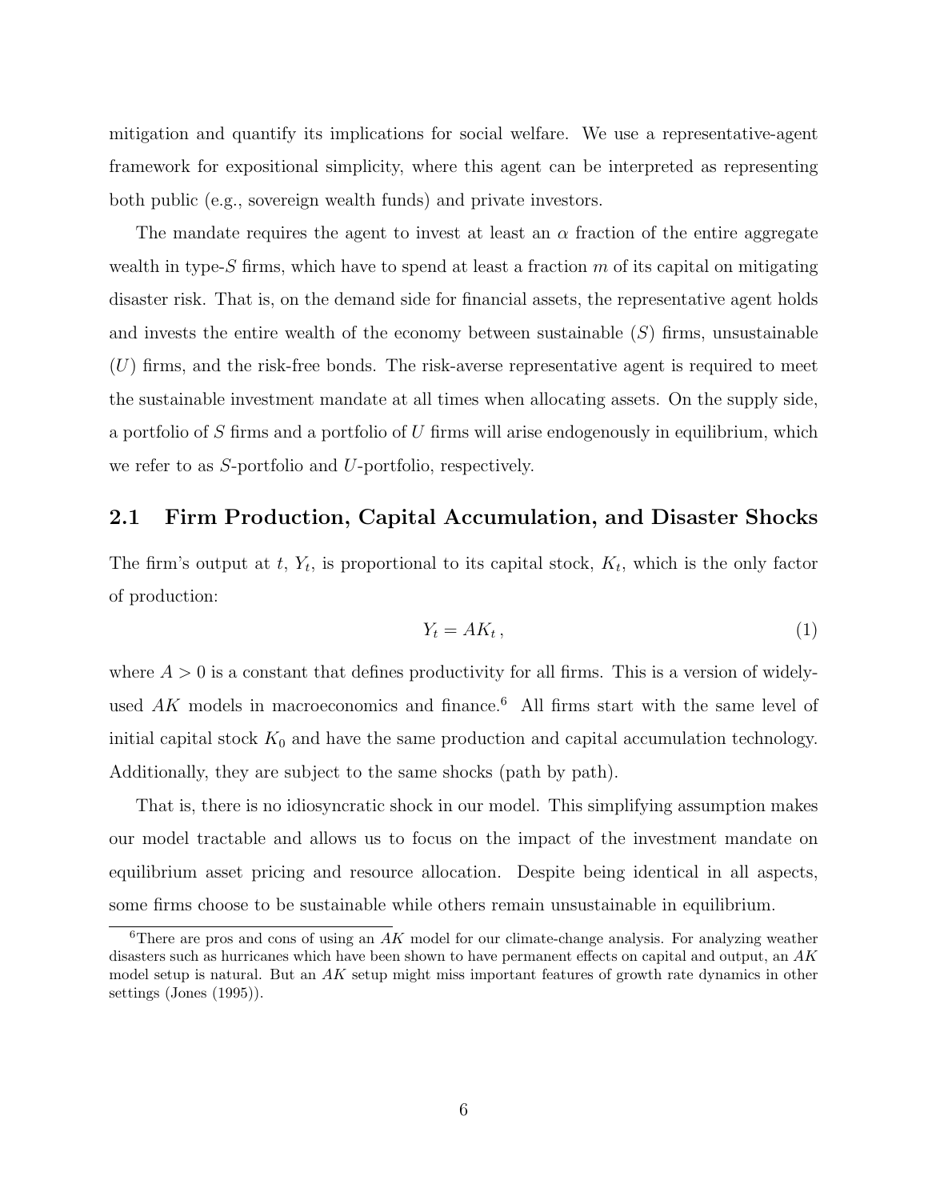mitigation and quantify its implications for social welfare. We use a representative-agent framework for expositional simplicity, where this agent can be interpreted as representing both public (e.g., sovereign wealth funds) and private investors.

The mandate requires the agent to invest at least an $\alpha$ fraction of the entire aggregate wealth in type-$S$ firms, which have to spend at least a fraction $m$ of its capital on mitigating disaster risk. That is, on the demand side for financial assets, the representative agent holds and invests the entire wealth of the economy between sustainable ($S$) firms, unsustainable ($U$) firms, and the risk-free bonds. The risk-averse representative agent is required to meet the sustainable investment mandate at all times when allocating assets. On the supply side, a portfolio of $S$ firms and a portfolio of $U$ firms will arise endogenously in equilibrium, which we refer to as $S$-portfolio and $U$-portfolio, respectively.

## 2.1 Firm Production, Capital Accumulation, and Disaster Shocks

The firm's output at $t$, $Y_t$, is proportional to its capital stock, $K_t$, which is the only factor of production:

$$Y_t = AK_t \,, \tag{1}$$

where $A > 0$ is a constant that defines productivity for all firms. This is a version of widely-used $AK$ models in macroeconomics and finance.[6] All firms start with the same level of initial capital stock $K_0$ and have the same production and capital accumulation technology. Additionally, they are subject to the same shocks (path by path).

That is, there is no idiosyncratic shock in our model. This simplifying assumption makes our model tractable and allows us to focus on the impact of the investment mandate on equilibrium asset pricing and resource allocation. Despite being identical in all aspects, some firms choose to be sustainable while others remain unsustainable in equilibrium.

[6] There are pros and cons of using an $AK$ model for our climate-change analysis. For analyzing weather disasters such as hurricanes which have been shown to have permanent effects on capital and output, an $AK$ model setup is natural. But an $AK$ setup might miss important features of growth rate dynamics in other settings (Jones (1995)).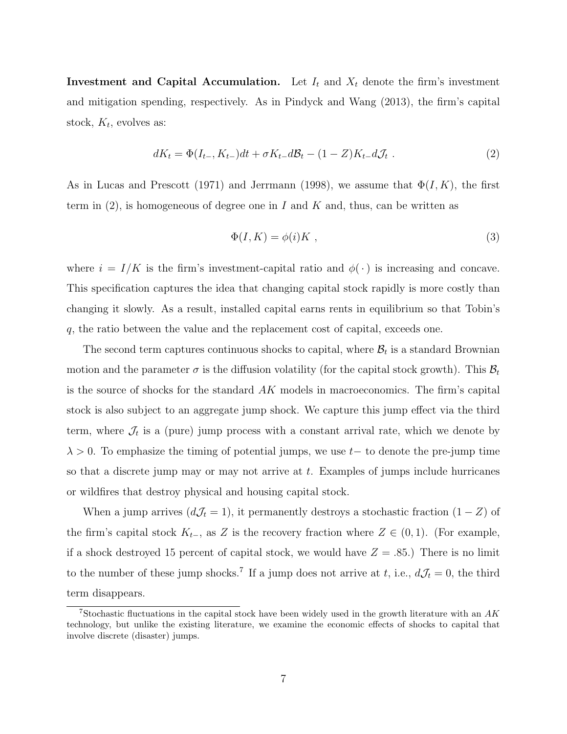**Investment and Capital Accumulation.** Let $I_t$ and $X_t$ denote the firm's investment and mitigation spending, respectively. As in Pindyck and Wang (2013), the firm's capital stock, $K_t$, evolves as:

$$dK_t = \Phi(I_{t-}, K_{t-})dt + \sigma K_{t-} d\mathcal{B}_t - (1 - Z)K_{t-} d\mathcal{J}_t \ . \tag{2}$$

As in Lucas and Prescott (1971) and Jerrmann (1998), we assume that $\Phi(I, K)$, the first term in (2), is homogeneous of degree one in $I$ and $K$ and, thus, can be written as

$$\Phi(I, K) = \phi(i)K \ , \tag{3}$$

where $i = I/K$ is the firm's investment-capital ratio and $\phi(\cdot)$ is increasing and concave. This specification captures the idea that changing capital stock rapidly is more costly than changing it slowly. As a result, installed capital earns rents in equilibrium so that Tobin's $q$, the ratio between the value and the replacement cost of capital, exceeds one.

The second term captures continuous shocks to capital, where $\mathcal{B}_t$ is a standard Brownian motion and the parameter $\sigma$ is the diffusion volatility (for the capital stock growth). This $\mathcal{B}_t$ is the source of shocks for the standard $AK$ models in macroeconomics. The firm's capital stock is also subject to an aggregate jump shock. We capture this jump effect via the third term, where $\mathcal{J}_t$ is a (pure) jump process with a constant arrival rate, which we denote by $\lambda > 0$. To emphasize the timing of potential jumps, we use $t-$ to denote the pre-jump time so that a discrete jump may or may not arrive at $t$. Examples of jumps include hurricanes or wildfires that destroy physical and housing capital stock.

When a jump arrives ($d\mathcal{J}_t = 1$), it permanently destroys a stochastic fraction $(1 - Z)$ of the firm's capital stock $K_{t-}$, as $Z$ is the recovery fraction where $Z \in (0, 1)$. (For example, if a shock destroyed 15 percent of capital stock, we would have $Z = .85$.) There is no limit to the number of these jump shocks.[7] If a jump does not arrive at $t$, i.e., $d\mathcal{J}_t = 0$, the third term disappears.

[7] Stochastic fluctuations in the capital stock have been widely used in the growth literature with an $AK$ technology, but unlike the existing literature, we examine the economic effects of shocks to capital that involve discrete (disaster) jumps.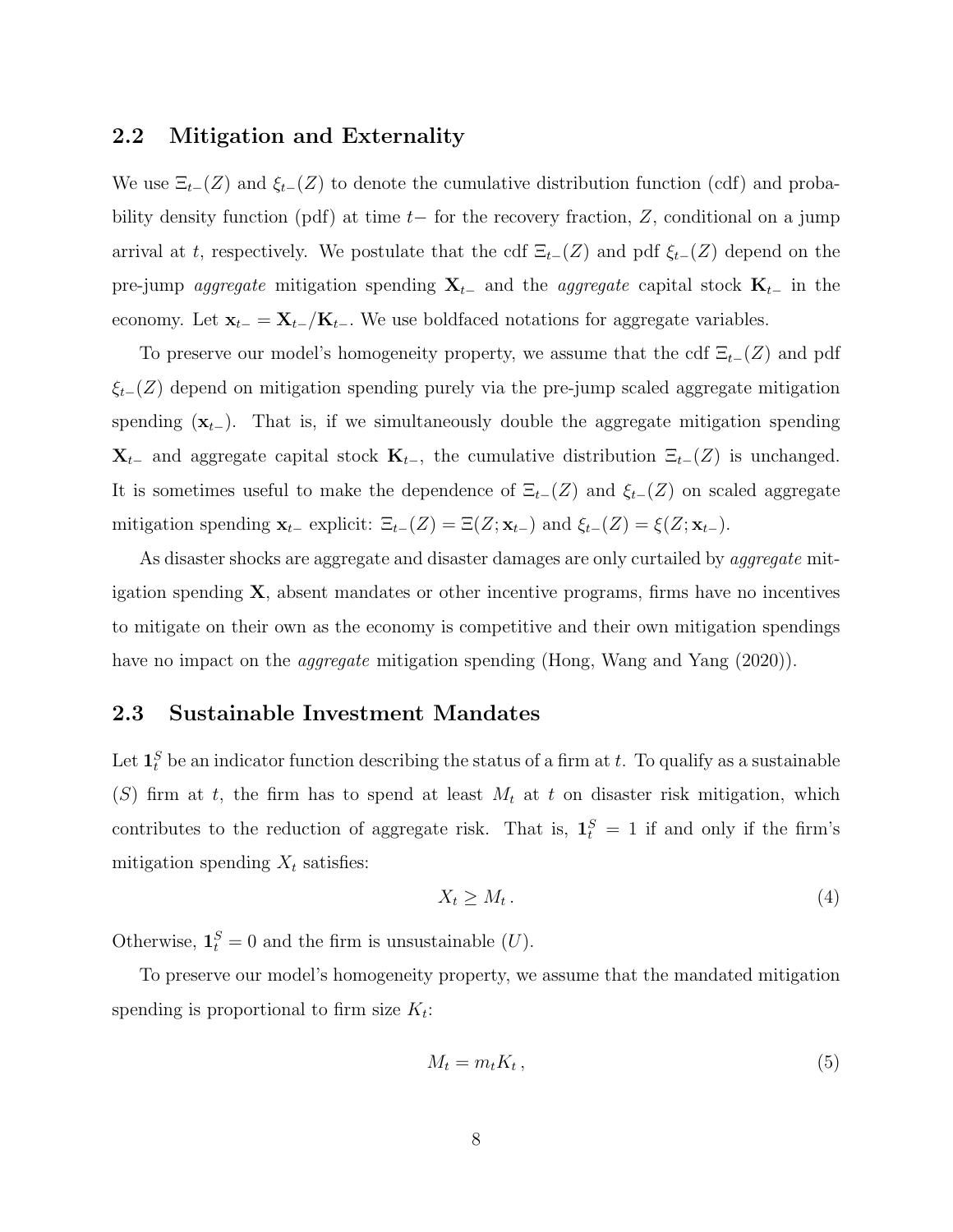## 2.2 Mitigation and Externality

We use $\Xi_{t-}(Z)$ and $\xi_{t-}(Z)$ to denote the cumulative distribution function (cdf) and probability density function (pdf) at time $t-$ for the recovery fraction, $Z$, conditional on a jump arrival at $t$, respectively. We postulate that the cdf $\Xi_{t-}(Z)$ and pdf $\xi_{t-}(Z)$ depend on the pre-jump *aggregate* mitigation spending $\mathbf{X}_{t-}$ and the *aggregate* capital stock $\mathbf{K}_{t-}$ in the economy. Let $\mathbf{x}_{t-} = \mathbf{X}_{t-}/\mathbf{K}_{t-}$. We use boldfaced notations for aggregate variables.

To preserve our model's homogeneity property, we assume that the cdf $\Xi_{t-}(Z)$ and pdf $\xi_{t-}(Z)$ depend on mitigation spending purely via the pre-jump scaled aggregate mitigation spending ($\mathbf{x}_{t-}$). That is, if we simultaneously double the aggregate mitigation spending $\mathbf{X}_{t-}$ and aggregate capital stock $\mathbf{K}_{t-}$, the cumulative distribution $\Xi_{t-}(Z)$ is unchanged. It is sometimes useful to make the dependence of $\Xi_{t-}(Z)$ and $\xi_{t-}(Z)$ on scaled aggregate mitigation spending $\mathbf{x}_{t-}$ explicit: $\Xi_{t-}(Z) = \Xi(Z; \mathbf{x}_{t-})$ and $\xi_{t-}(Z) = \xi(Z; \mathbf{x}_{t-})$.

As disaster shocks are aggregate and disaster damages are only curtailed by *aggregate* mitigation spending $\mathbf{X}$, absent mandates or other incentive programs, firms have no incentives to mitigate on their own as the economy is competitive and their own mitigation spendings have no impact on the *aggregate* mitigation spending (Hong, Wang and Yang (2020)).

## 2.3 Sustainable Investment Mandates

Let $\mathbf{1}_t^S$ be an indicator function describing the status of a firm at $t$. To qualify as a sustainable ($S$) firm at $t$, the firm has to spend at least $M_t$ at $t$ on disaster risk mitigation, which contributes to the reduction of aggregate risk. That is, $\mathbf{1}_t^S = 1$ if and only if the firm's mitigation spending $X_t$ satisfies:

$$X_t \geq M_t \,. \tag{4}$$

Otherwise, $\mathbf{1}_t^S = 0$ and the firm is unsustainable ($U$).

To preserve our model's homogeneity property, we assume that the mandated mitigation spending is proportional to firm size $K_t$:

$$M_t = m_t K_t \,, \tag{5}$$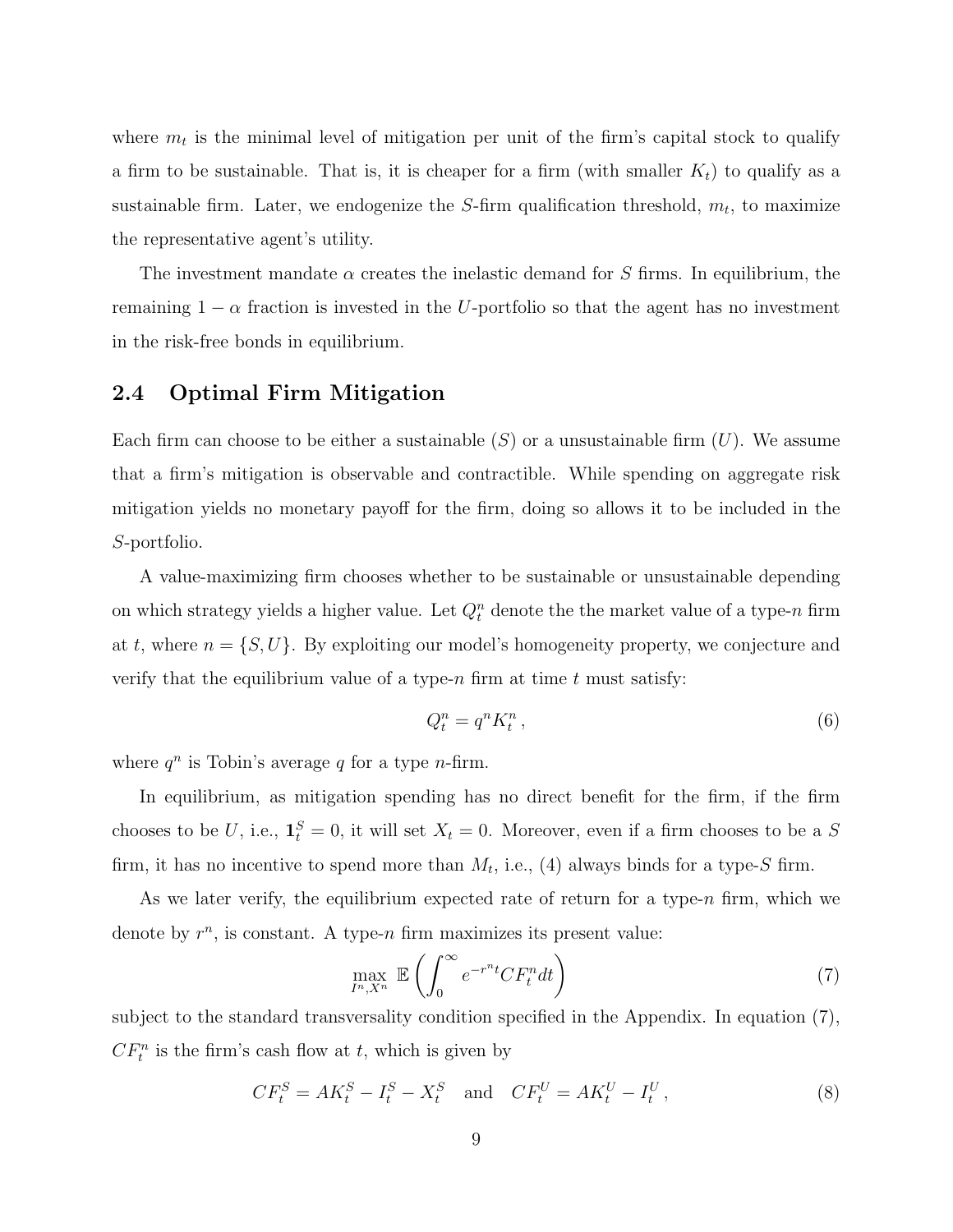where $m_t$ is the minimal level of mitigation per unit of the firm's capital stock to qualify a firm to be sustainable. That is, it is cheaper for a firm (with smaller $K_t$) to qualify as a sustainable firm. Later, we endogenize the $S$-firm qualification threshold, $m_t$, to maximize the representative agent's utility.

The investment mandate $\alpha$ creates the inelastic demand for $S$ firms. In equilibrium, the remaining $1 - \alpha$ fraction is invested in the $U$-portfolio so that the agent has no investment in the risk-free bonds in equilibrium.

## 2.4 Optimal Firm Mitigation

Each firm can choose to be either a sustainable ($S$) or a unsustainable firm ($U$). We assume that a firm's mitigation is observable and contractible. While spending on aggregate risk mitigation yields no monetary payoff for the firm, doing so allows it to be included in the $S$-portfolio.

A value-maximizing firm chooses whether to be sustainable or unsustainable depending on which strategy yields a higher value. Let $Q_t^n$ denote the the market value of a type-$n$ firm at $t$, where $n = \{S, U\}$. By exploiting our model's homogeneity property, we conjecture and verify that the equilibrium value of a type-$n$ firm at time $t$ must satisfy:

$$Q_t^n = q^n K_t^n \,, \tag{6}$$

where $q^n$ is Tobin's average $q$ for a type $n$-firm.

In equilibrium, as mitigation spending has no direct benefit for the firm, if the firm chooses to be $U$, i.e., $\mathbf{1}_t^S = 0$, it will set $X_t = 0$. Moreover, even if a firm chooses to be a $S$ firm, it has no incentive to spend more than $M_t$, i.e., (4) always binds for a type-$S$ firm.

As we later verify, the equilibrium expected rate of return for a type-$n$ firm, which we denote by $r^n$, is constant. A type-$n$ firm maximizes its present value:

$$\max_{I^n, X^n} \; \mathbb{E}\left(\int_0^\infty e^{-r^n t} CF_t^n dt\right) \tag{7}$$

subject to the standard transversality condition specified in the Appendix. In equation (7), $CF_t^n$ is the firm's cash flow at $t$, which is given by

$$CF_t^S = AK_t^S - I_t^S - X_t^S \quad \text{and} \quad CF_t^U = AK_t^U - I_t^U \,, \tag{8}$$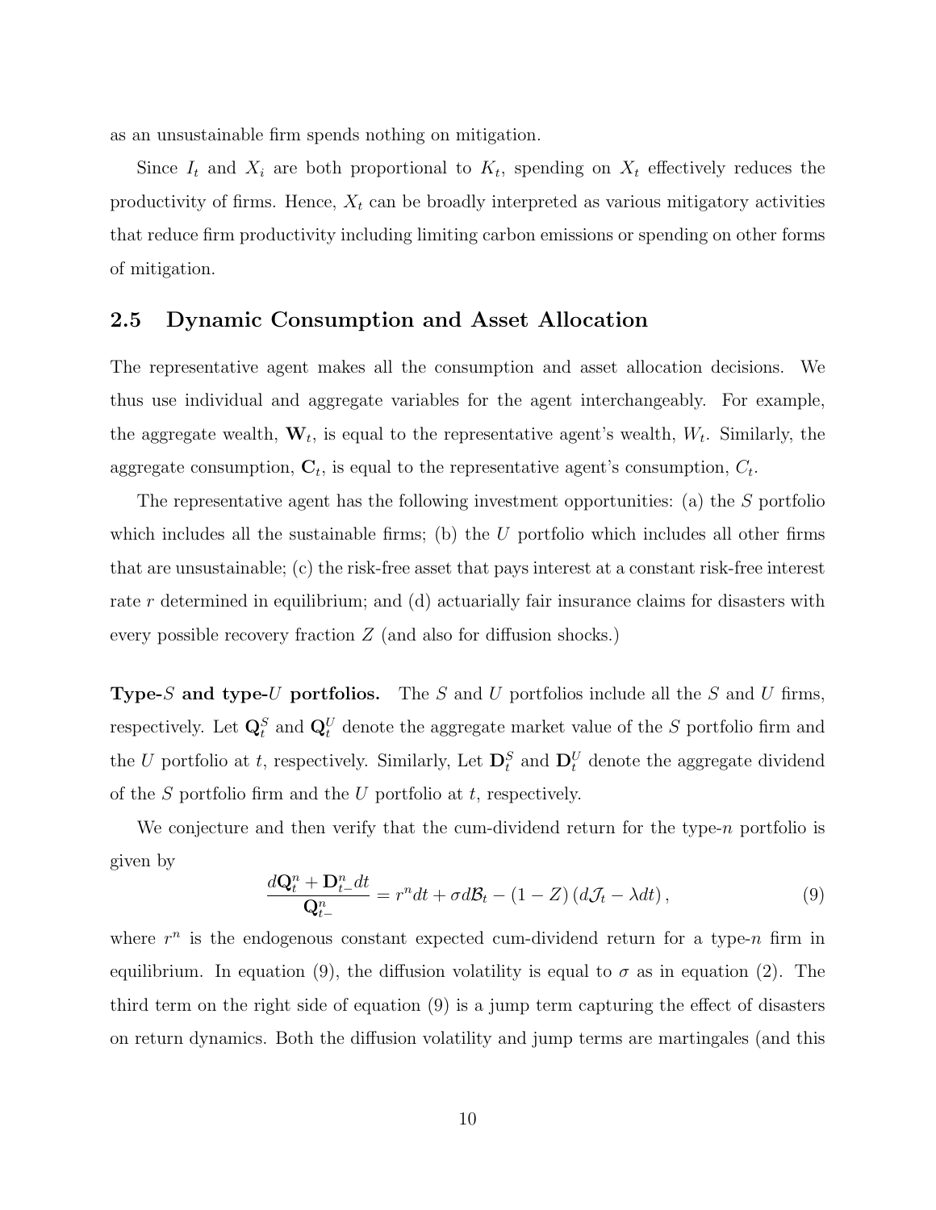as an unsustainable firm spends nothing on mitigation.

Since $I_t$ and $X_i$ are both proportional to $K_t$, spending on $X_t$ effectively reduces the productivity of firms. Hence, $X_t$ can be broadly interpreted as various mitigatory activities that reduce firm productivity including limiting carbon emissions or spending on other forms of mitigation.

## 2.5 Dynamic Consumption and Asset Allocation

The representative agent makes all the consumption and asset allocation decisions. We thus use individual and aggregate variables for the agent interchangeably. For example, the aggregate wealth, $\mathbf{W}_t$, is equal to the representative agent's wealth, $W_t$. Similarly, the aggregate consumption, $\mathbf{C}_t$, is equal to the representative agent's consumption, $C_t$.

The representative agent has the following investment opportunities: (a) the $S$ portfolio which includes all the sustainable firms; (b) the $U$ portfolio which includes all other firms that are unsustainable; (c) the risk-free asset that pays interest at a constant risk-free interest rate $r$ determined in equilibrium; and (d) actuarially fair insurance claims for disasters with every possible recovery fraction $Z$ (and also for diffusion shocks.)

**Type-$S$ and type-$U$ portfolios.** The $S$ and $U$ portfolios include all the $S$ and $U$ firms, respectively. Let $\mathbf{Q}_t^S$ and $\mathbf{Q}_t^U$ denote the aggregate market value of the $S$ portfolio firm and the $U$ portfolio at $t$, respectively. Similarly, Let $\mathbf{D}_t^S$ and $\mathbf{D}_t^U$ denote the aggregate dividend of the $S$ portfolio firm and the $U$ portfolio at $t$, respectively.

We conjecture and then verify that the cum-dividend return for the type-$n$ portfolio is given by

$$\frac{d\mathbf{Q}_t^n + \mathbf{D}_{t-}^n dt}{\mathbf{Q}_{t-}^n} = r^n dt + \sigma d\mathcal{B}_t - (1 - Z)(d\mathcal{J}_t - \lambda dt), \tag{9}$$

where $r^n$ is the endogenous constant expected cum-dividend return for a type-$n$ firm in equilibrium. In equation (9), the diffusion volatility is equal to $\sigma$ as in equation (2). The third term on the right side of equation (9) is a jump term capturing the effect of disasters on return dynamics. Both the diffusion volatility and jump terms are martingales (and this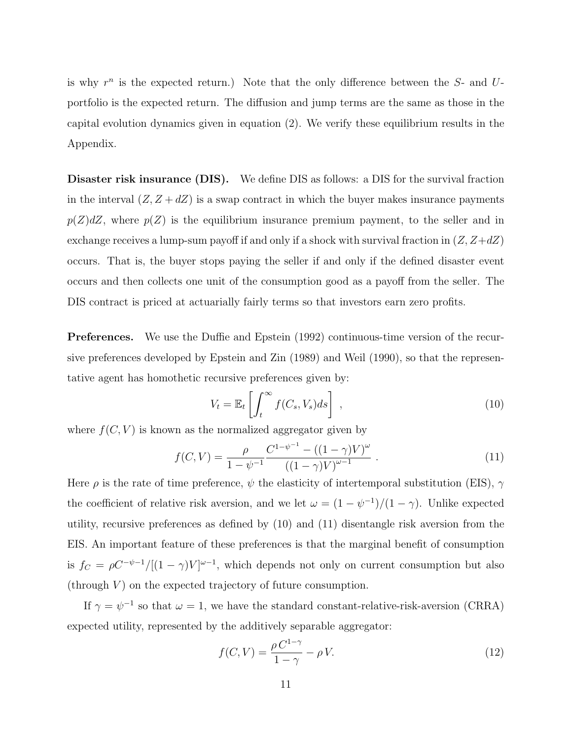is why $r^n$ is the expected return.) Note that the only difference between the $S$- and $U$-portfolio is the expected return. The diffusion and jump terms are the same as those in the capital evolution dynamics given in equation (2). We verify these equilibrium results in the Appendix.

**Disaster risk insurance (DIS).** We define DIS as follows: a DIS for the survival fraction in the interval $(Z, Z + dZ)$ is a swap contract in which the buyer makes insurance payments $p(Z)dZ$, where $p(Z)$ is the equilibrium insurance premium payment, to the seller and in exchange receives a lump-sum payoff if and only if a shock with survival fraction in $(Z, Z+dZ)$ occurs. That is, the buyer stops paying the seller if and only if the defined disaster event occurs and then collects one unit of the consumption good as a payoff from the seller. The DIS contract is priced at actuarially fairly terms so that investors earn zero profits.

**Preferences.** We use the Duffie and Epstein (1992) continuous-time version of the recursive preferences developed by Epstein and Zin (1989) and Weil (1990), so that the representative agent has homothetic recursive preferences given by:

$$V_t = \mathbb{E}_t \left[ \int_t^{\infty} f(C_s, V_s) ds \right] \ , \tag{10}$$

where $f(C, V)$ is known as the normalized aggregator given by

$$f(C, V) = \frac{\rho}{1 - \psi^{-1}} \frac{C^{1-\psi^{-1}} - ((1-\gamma)V)^{\omega}}{((1-\gamma)V)^{\omega-1}} \ . \tag{11}$$

Here $\rho$ is the rate of time preference, $\psi$ the elasticity of intertemporal substitution (EIS), $\gamma$ the coefficient of relative risk aversion, and we let $\omega = (1 - \psi^{-1})/(1 - \gamma)$. Unlike expected utility, recursive preferences as defined by (10) and (11) disentangle risk aversion from the EIS. An important feature of these preferences is that the marginal benefit of consumption is $f_C = \rho C^{-\psi^{-1}}/[(1-\gamma)V]^{\omega-1}$, which depends not only on current consumption but also (through $V$) on the expected trajectory of future consumption.

If $\gamma = \psi^{-1}$ so that $\omega = 1$, we have the standard constant-relative-risk-aversion (CRRA) expected utility, represented by the additively separable aggregator:

$$f(C, V) = \frac{\rho \, C^{1-\gamma}}{1-\gamma} - \rho \, V. \tag{12}$$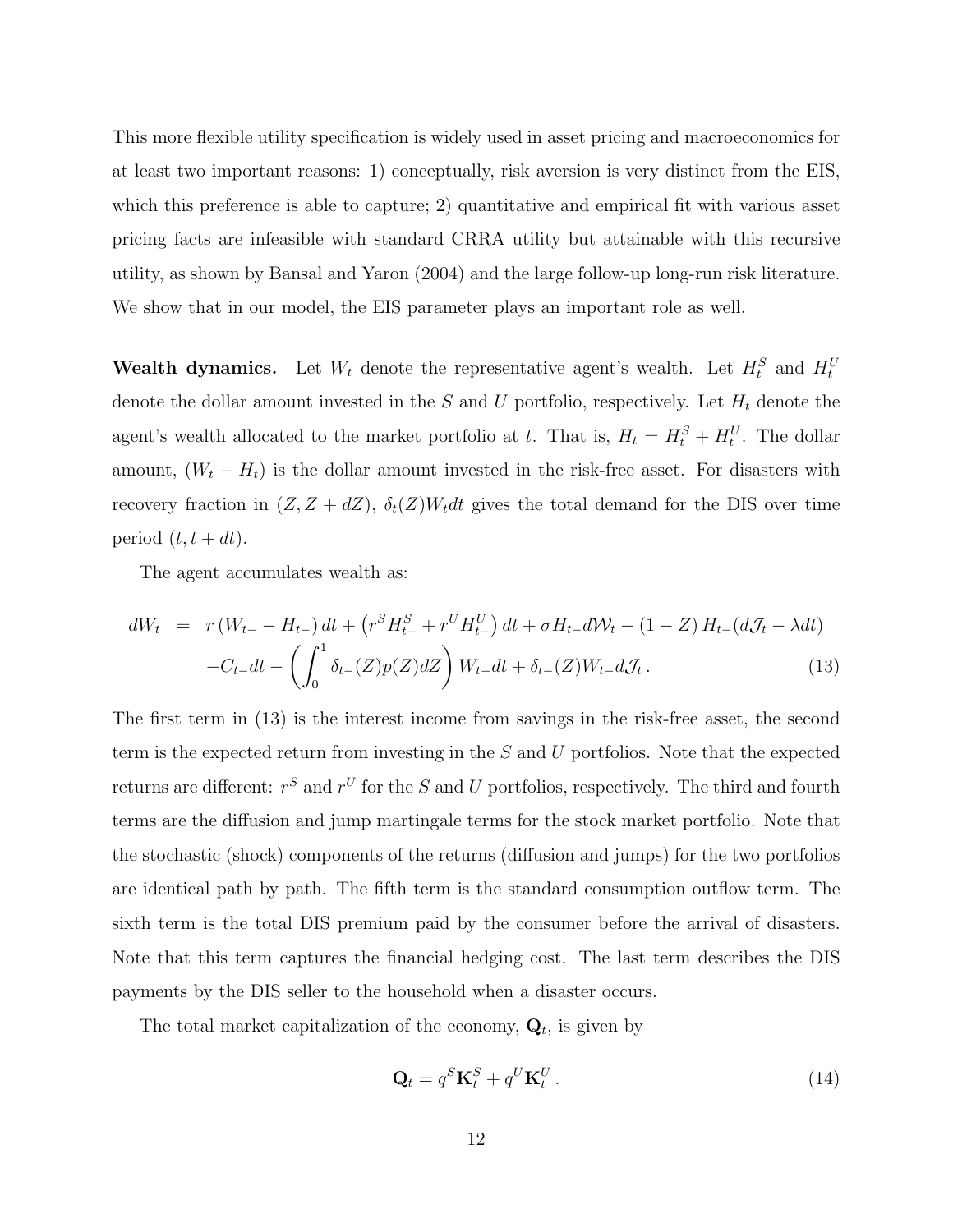This more flexible utility specification is widely used in asset pricing and macroeconomics for at least two important reasons: 1) conceptually, risk aversion is very distinct from the EIS, which this preference is able to capture; 2) quantitative and empirical fit with various asset pricing facts are infeasible with standard CRRA utility but attainable with this recursive utility, as shown by Bansal and Yaron (2004) and the large follow-up long-run risk literature. We show that in our model, the EIS parameter plays an important role as well.

**Wealth dynamics.** Let $W_t$ denote the representative agent's wealth. Let $H_t^S$ and $H_t^U$ denote the dollar amount invested in the $S$ and $U$ portfolio, respectively. Let $H_t$ denote the agent's wealth allocated to the market portfolio at $t$. That is, $H_t = H_t^S + H_t^U$. The dollar amount, $(W_t - H_t)$ is the dollar amount invested in the risk-free asset. For disasters with recovery fraction in $(Z, Z + dZ)$, $\delta_t(Z)W_t dt$ gives the total demand for the DIS over time period $(t, t + dt)$.

The agent accumulates wealth as:

$$
\begin{aligned}
dW_t &= r\left(W_{t-} - H_{t-}\right)dt + \left(r^S H_{t-}^S + r^U H_{t-}^U\right)dt + \sigma H_{t-} d\mathcal{W}_t - (1 - Z)\, H_{t-}(d\mathcal{J}_t - \lambda dt) \\
&\quad - C_{t-}dt - \left(\int_0^1 \delta_{t-}(Z)p(Z)dZ\right)W_{t-}dt + \delta_{t-}(Z)W_{t-}d\mathcal{J}_t\,. \qquad (13)
\end{aligned}
$$

The first term in (13) is the interest income from savings in the risk-free asset, the second term is the expected return from investing in the $S$ and $U$ portfolios. Note that the expected returns are different: $r^S$ and $r^U$ for the $S$ and $U$ portfolios, respectively. The third and fourth terms are the diffusion and jump martingale terms for the stock market portfolio. Note that the stochastic (shock) components of the returns (diffusion and jumps) for the two portfolios are identical path by path. The fifth term is the standard consumption outflow term. The sixth term is the total DIS premium paid by the consumer before the arrival of disasters. Note that this term captures the financial hedging cost. The last term describes the DIS payments by the DIS seller to the household when a disaster occurs.

The total market capitalization of the economy, $\mathbf{Q}_t$, is given by

$$
\mathbf{Q}_t = q^S \mathbf{K}_t^S + q^U \mathbf{K}_t^U\,. \qquad (14)
$$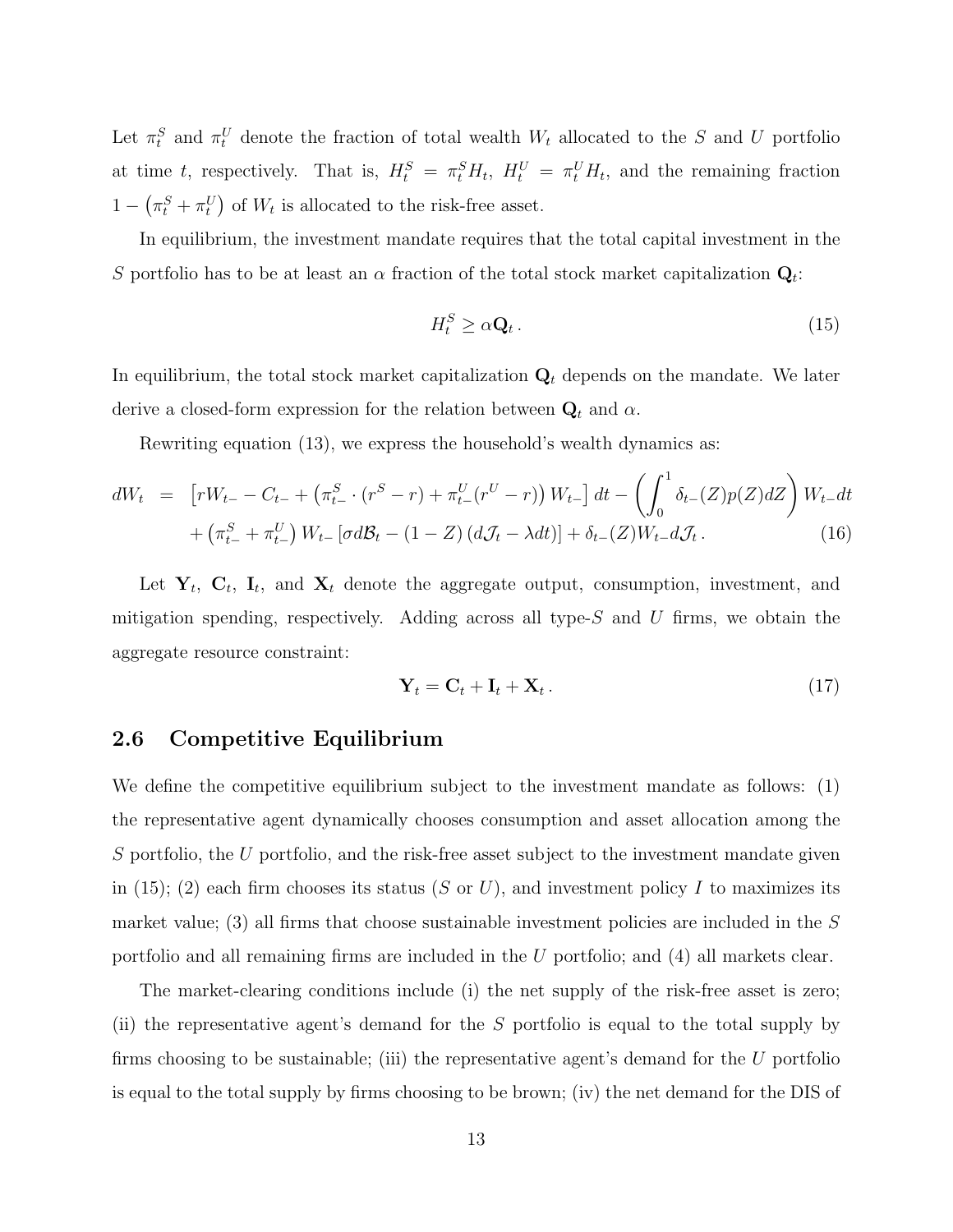Let $\pi_t^S$ and $\pi_t^U$ denote the fraction of total wealth $W_t$ allocated to the $S$ and $U$ portfolio at time $t$, respectively. That is, $H_t^S = \pi_t^S H_t$, $H_t^U = \pi_t^U H_t$, and the remaining fraction $1 - \left(\pi_t^S + \pi_t^U\right)$ of $W_t$ is allocated to the risk-free asset.

In equilibrium, the investment mandate requires that the total capital investment in the $S$ portfolio has to be at least an $\alpha$ fraction of the total stock market capitalization $\mathbf{Q}_t$:

$$H_t^S \geq \alpha \mathbf{Q}_t \,. \tag{15}$$

In equilibrium, the total stock market capitalization $\mathbf{Q}_t$ depends on the mandate. We later derive a closed-form expression for the relation between $\mathbf{Q}_t$ and $\alpha$.

Rewriting equation (13), we express the household's wealth dynamics as:

$$\begin{aligned} dW_t &= \left[rW_{t-} - C_{t-} + \left(\pi_{t-}^S \cdot (r^S - r) + \pi_{t-}^U (r^U - r)\right) W_{t-}\right] dt - \left(\int_0^1 \delta_{t-}(Z) p(Z) dZ\right) W_{t-} dt \\ &\quad + \left(\pi_{t-}^S + \pi_{t-}^U\right) W_{t-} \left[\sigma d\mathcal{B}_t - (1 - Z)\left(d\mathcal{J}_t - \lambda dt\right)\right] + \delta_{t-}(Z) W_{t-} d\mathcal{J}_t \,. \end{aligned} \tag{16}$$

Let $\mathbf{Y}_t$, $\mathbf{C}_t$, $\mathbf{I}_t$, and $\mathbf{X}_t$ denote the aggregate output, consumption, investment, and mitigation spending, respectively. Adding across all type-$S$ and $U$ firms, we obtain the aggregate resource constraint:

$$\mathbf{Y}_t = \mathbf{C}_t + \mathbf{I}_t + \mathbf{X}_t \,. \tag{17}$$

## 2.6 Competitive Equilibrium

We define the competitive equilibrium subject to the investment mandate as follows: (1) the representative agent dynamically chooses consumption and asset allocation among the $S$ portfolio, the $U$ portfolio, and the risk-free asset subject to the investment mandate given in (15); (2) each firm chooses its status ($S$ or $U$), and investment policy $I$ to maximizes its market value; (3) all firms that choose sustainable investment policies are included in the $S$ portfolio and all remaining firms are included in the $U$ portfolio; and (4) all markets clear.

The market-clearing conditions include (i) the net supply of the risk-free asset is zero; (ii) the representative agent's demand for the $S$ portfolio is equal to the total supply by firms choosing to be sustainable; (iii) the representative agent's demand for the $U$ portfolio is equal to the total supply by firms choosing to be brown; (iv) the net demand for the DIS of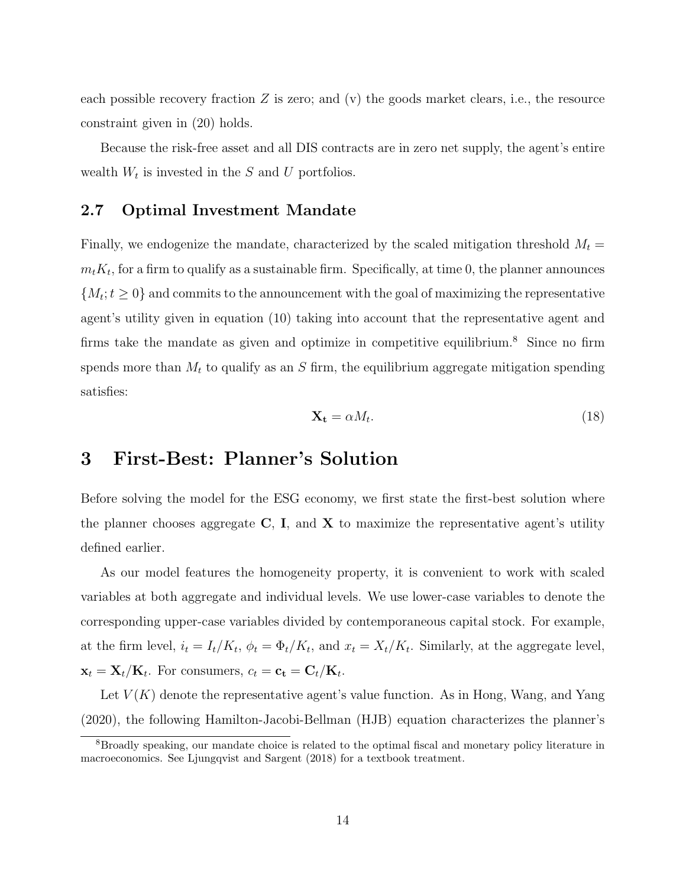each possible recovery fraction $Z$ is zero; and (v) the goods market clears, i.e., the resource constraint given in (20) holds.

Because the risk-free asset and all DIS contracts are in zero net supply, the agent's entire wealth $W_t$ is invested in the $S$ and $U$ portfolios.

### 2.7 Optimal Investment Mandate

Finally, we endogenize the mandate, characterized by the scaled mitigation threshold $M_t = m_t K_t$, for a firm to qualify as a sustainable firm. Specifically, at time 0, the planner announces $\{M_t; t \geq 0\}$ and commits to the announcement with the goal of maximizing the representative agent's utility given in equation (10) taking into account that the representative agent and firms take the mandate as given and optimize in competitive equilibrium.[8] Since no firm spends more than $M_t$ to qualify as an $S$ firm, the equilibrium aggregate mitigation spending satisfies:

$$\mathbf{X_t} = \alpha M_t. \tag{18}$$

## 3 First-Best: Planner's Solution

Before solving the model for the ESG economy, we first state the first-best solution where the planner chooses aggregate $\mathbf{C}$, $\mathbf{I}$, and $\mathbf{X}$ to maximize the representative agent's utility defined earlier.

As our model features the homogeneity property, it is convenient to work with scaled variables at both aggregate and individual levels. We use lower-case variables to denote the corresponding upper-case variables divided by contemporaneous capital stock. For example, at the firm level, $i_t = I_t/K_t$, $\phi_t = \Phi_t/K_t$, and $x_t = X_t/K_t$. Similarly, at the aggregate level, $\mathbf{x}_t = \mathbf{X}_t/\mathbf{K}_t$. For consumers, $c_t = \mathbf{c_t} = \mathbf{C}_t/\mathbf{K}_t$.

Let $V(K)$ denote the representative agent's value function. As in Hong, Wang, and Yang (2020), the following Hamilton-Jacobi-Bellman (HJB) equation characterizes the planner's

[8] Broadly speaking, our mandate choice is related to the optimal fiscal and monetary policy literature in macroeconomics. See Ljungqvist and Sargent (2018) for a textbook treatment.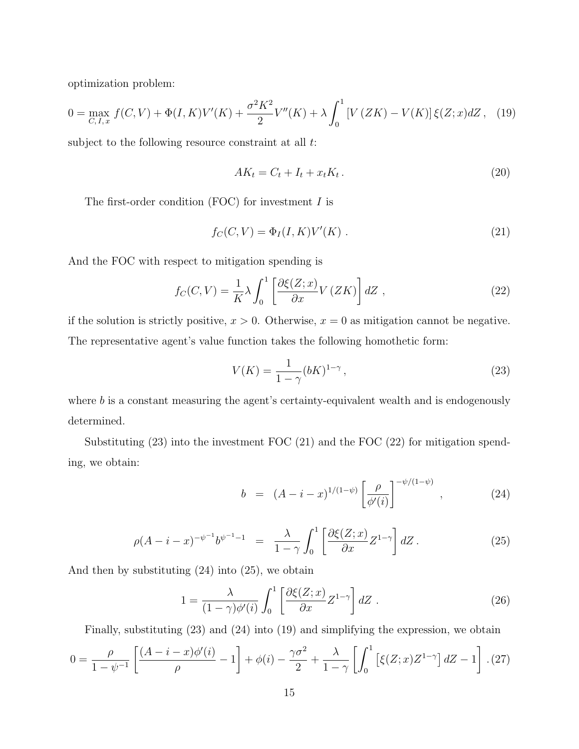optimization problem:

$$0 = \max_{C,\, I,\, x} f(C, V) + \Phi(I, K)V'(K) + \frac{\sigma^2 K^2}{2} V''(K) + \lambda \int_0^1 \left[ V\left(ZK\right) - V(K) \right] \xi(Z; x) dZ \,, \quad (19)$$

subject to the following resource constraint at all $t$:

$$AK_t = C_t + I_t + x_t K_t \,. \quad (20)$$

The first-order condition (FOC) for investment $I$ is

$$f_C(C, V) = \Phi_I(I, K)V'(K) \,. \quad (21)$$

And the FOC with respect to mitigation spending is

$$f_C(C, V) = \frac{1}{K} \lambda \int_0^1 \left[ \frac{\partial \xi(Z; x)}{\partial x} V\left(ZK\right) \right] dZ \,, \quad (22)$$

if the solution is strictly positive, $x > 0$. Otherwise, $x = 0$ as mitigation cannot be negative. The representative agent's value function takes the following homothetic form:

$$V(K) = \frac{1}{1-\gamma} (bK)^{1-\gamma} \,, \quad (23)$$

where $b$ is a constant measuring the agent's certainty-equivalent wealth and is endogenously determined.

Substituting (23) into the investment FOC (21) and the FOC (22) for mitigation spending, we obtain:

$$b = (A - i - x)^{1/(1-\psi)} \left[ \frac{\rho}{\phi'(i)} \right]^{-\psi/(1-\psi)} \,, \quad (24)$$

$$\rho (A - i - x)^{-\psi^{-1}} b^{\psi^{-1}-1} = \frac{\lambda}{1-\gamma} \int_0^1 \left[ \frac{\partial \xi(Z; x)}{\partial x} Z^{1-\gamma} \right] dZ \,. \quad (25)$$

And then by substituting (24) into (25), we obtain

$$1 = \frac{\lambda}{(1-\gamma)\phi'(i)} \int_0^1 \left[ \frac{\partial \xi(Z; x)}{\partial x} Z^{1-\gamma} \right] dZ \,. \quad (26)$$

Finally, substituting (23) and (24) into (19) and simplifying the expression, we obtain

$$0 = \frac{\rho}{1-\psi^{-1}} \left[ \frac{(A - i - x)\phi'(i)}{\rho} - 1 \right] + \phi(i) - \frac{\gamma \sigma^2}{2} + \frac{\lambda}{1-\gamma} \left[ \int_0^1 \left[ \xi(Z; x) Z^{1-\gamma} \right] dZ - 1 \right] . \quad (27)$$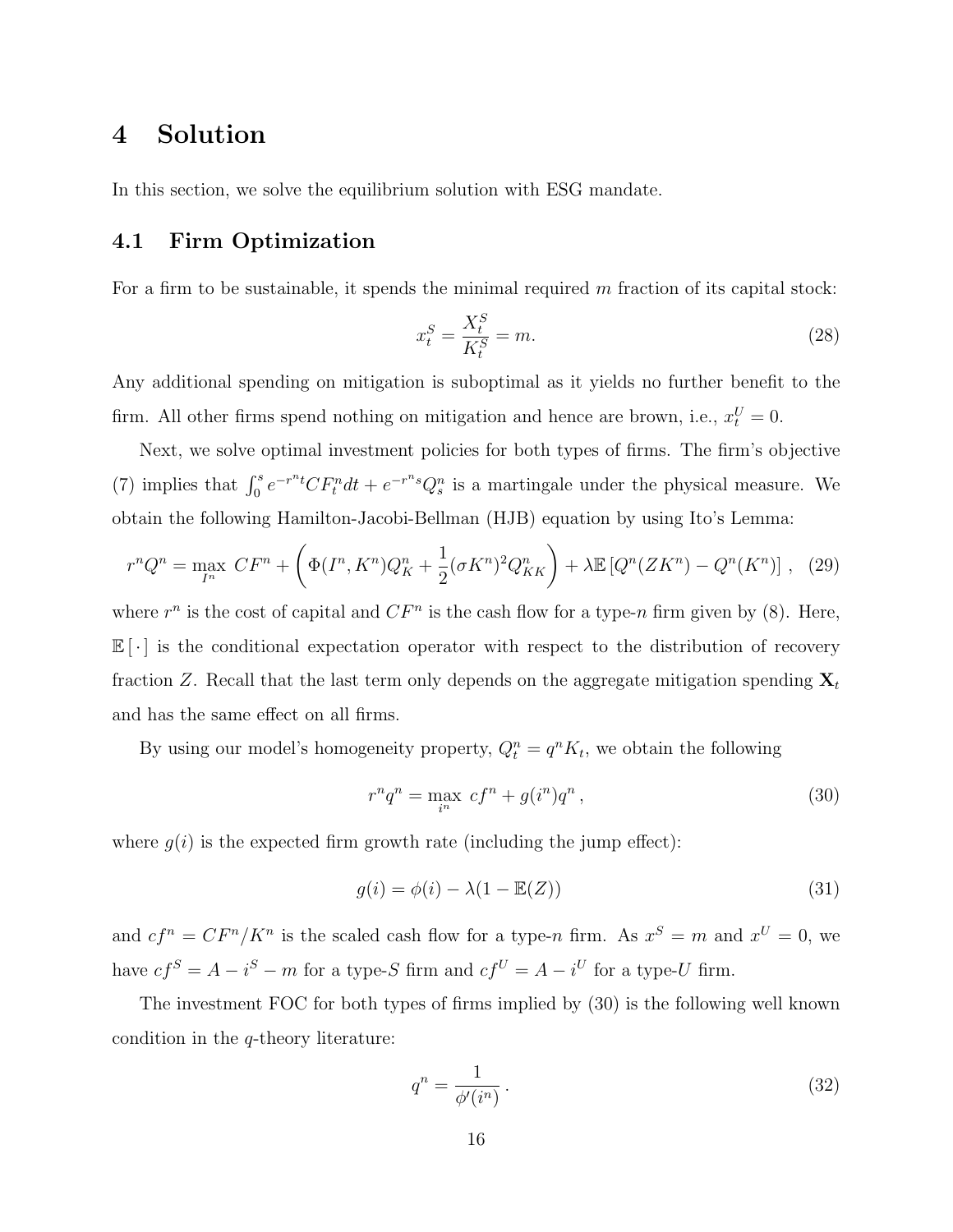# 4 Solution

In this section, we solve the equilibrium solution with ESG mandate.

## 4.1 Firm Optimization

For a firm to be sustainable, it spends the minimal required $m$ fraction of its capital stock:

$$x_t^S = \frac{X_t^S}{K_t^S} = m. \tag{28}$$

Any additional spending on mitigation is suboptimal as it yields no further benefit to the firm. All other firms spend nothing on mitigation and hence are brown, i.e., $x_t^U = 0$.

Next, we solve optimal investment policies for both types of firms. The firm's objective (7) implies that $\int_0^s e^{-r^n t} CF_t^n dt + e^{-r^n s} Q_s^n$ is a martingale under the physical measure. We obtain the following Hamilton-Jacobi-Bellman (HJB) equation by using Ito's Lemma:

$$r^n Q^n = \max_{I^n} \; CF^n + \left( \Phi(I^n, K^n) Q_K^n + \frac{1}{2} (\sigma K^n)^2 Q_{KK}^n \right) + \lambda \mathbb{E} \left[ Q^n(ZK^n) - Q^n(K^n) \right] , \tag{29}$$

where $r^n$ is the cost of capital and $CF^n$ is the cash flow for a type-$n$ firm given by (8). Here, $\mathbb{E}[\,\cdot\,]$ is the conditional expectation operator with respect to the distribution of recovery fraction $Z$. Recall that the last term only depends on the aggregate mitigation spending $\mathbf{X}_t$ and has the same effect on all firms.

By using our model's homogeneity property, $Q_t^n = q^n K_t$, we obtain the following

$$r^n q^n = \max_{i^n} \; cf^n + g(i^n) q^n \, , \tag{30}$$

where $g(i)$ is the expected firm growth rate (including the jump effect):

$$g(i) = \phi(i) - \lambda(1 - \mathbb{E}(Z)) \tag{31}$$

and $cf^n = CF^n / K^n$ is the scaled cash flow for a type-$n$ firm. As $x^S = m$ and $x^U = 0$, we have $cf^S = A - i^S - m$ for a type-$S$ firm and $cf^U = A - i^U$ for a type-$U$ firm.

The investment FOC for both types of firms implied by (30) is the following well known condition in the $q$-theory literature:

$$q^n = \frac{1}{\phi'(i^n)} \, . \tag{32}$$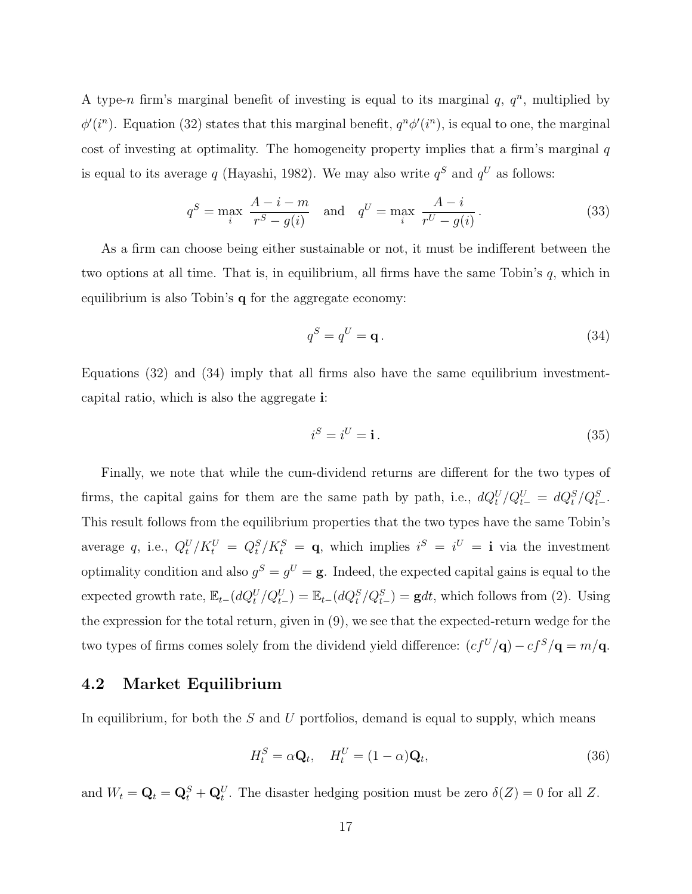A type-$n$ firm's marginal benefit of investing is equal to its marginal $q$, $q^n$, multiplied by $\phi'(i^n)$. Equation (32) states that this marginal benefit, $q^n\phi'(i^n)$, is equal to one, the marginal cost of investing at optimality. The homogeneity property implies that a firm's marginal $q$ is equal to its average $q$ (Hayashi, 1982). We may also write $q^S$ and $q^U$ as follows:

$$q^S = \max_i \frac{A - i - m}{r^S - g(i)} \quad \text{and} \quad q^U = \max_i \frac{A - i}{r^U - g(i)} . \tag{33}$$

As a firm can choose being either sustainable or not, it must be indifferent between the two options at all time. That is, in equilibrium, all firms have the same Tobin's $q$, which in equilibrium is also Tobin's $\mathbf{q}$ for the aggregate economy:

$$q^S = q^U = \mathbf{q} . \tag{34}$$

Equations (32) and (34) imply that all firms also have the same equilibrium investment-capital ratio, which is also the aggregate $\mathbf{i}$:

$$i^S = i^U = \mathbf{i} . \tag{35}$$

Finally, we note that while the cum-dividend returns are different for the two types of firms, the capital gains for them are the same path by path, i.e., $dQ_t^U/Q_{t-}^U = dQ_t^S/Q_{t-}^S$. This result follows from the equilibrium properties that the two types have the same Tobin's average $q$, i.e., $Q_t^U/K_t^U = Q_t^S/K_t^S = \mathbf{q}$, which implies $i^S = i^U = \mathbf{i}$ via the investment optimality condition and also $g^S = g^U = \mathbf{g}$. Indeed, the expected capital gains is equal to the expected growth rate, $\mathbb{E}_{t-}(dQ_t^U/Q_{t-}^U) = \mathbb{E}_{t-}(dQ_t^S/Q_{t-}^S) = \mathbf{g}dt$, which follows from (2). Using the expression for the total return, given in (9), we see that the expected-return wedge for the two types of firms comes solely from the dividend yield difference: $(cf^U/\mathbf{q}) - cf^S/\mathbf{q} = m/\mathbf{q}$.

## 4.2 Market Equilibrium

In equilibrium, for both the $S$ and $U$ portfolios, demand is equal to supply, which means

$$H_t^S = \alpha\mathbf{Q}_t, \quad H_t^U = (1-\alpha)\mathbf{Q}_t, \tag{36}$$

and $W_t = \mathbf{Q}_t = \mathbf{Q}_t^S + \mathbf{Q}_t^U$. The disaster hedging position must be zero $\delta(Z) = 0$ for all $Z$.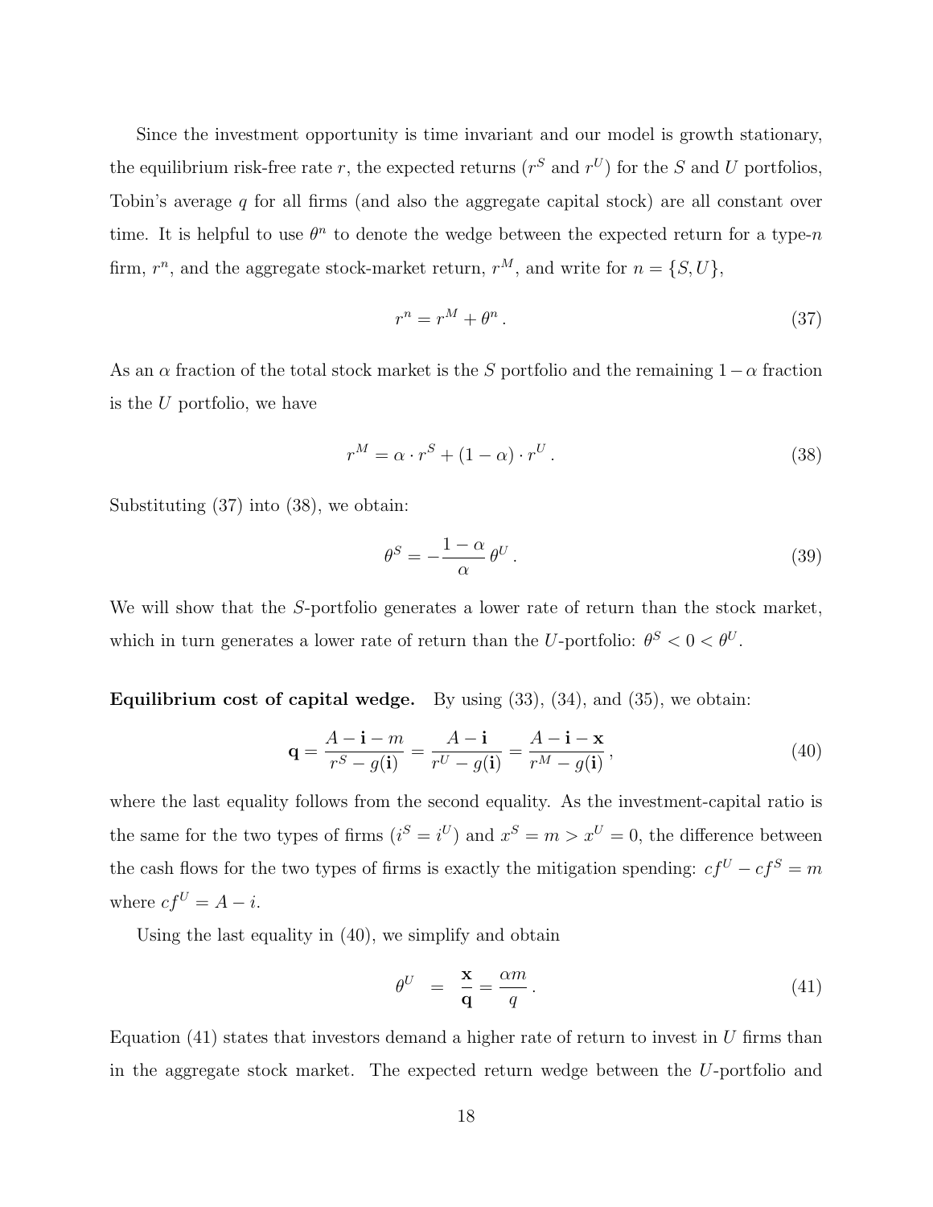Since the investment opportunity is time invariant and our model is growth stationary, the equilibrium risk-free rate $r$, the expected returns ($r^S$ and $r^U$) for the $S$ and $U$ portfolios, Tobin's average $q$ for all firms (and also the aggregate capital stock) are all constant over time. It is helpful to use $\theta^n$ to denote the wedge between the expected return for a type-$n$ firm, $r^n$, and the aggregate stock-market return, $r^M$, and write for $n = \{S, U\}$,

$$r^n = r^M + \theta^n \,. \tag{37}$$

As an $\alpha$ fraction of the total stock market is the $S$ portfolio and the remaining $1-\alpha$ fraction is the $U$ portfolio, we have

$$r^M = \alpha \cdot r^S + (1-\alpha) \cdot r^U \,. \tag{38}$$

Substituting (37) into (38), we obtain:

$$\theta^S = -\frac{1-\alpha}{\alpha}\,\theta^U \,. \tag{39}$$

We will show that the $S$-portfolio generates a lower rate of return than the stock market, which in turn generates a lower rate of return than the $U$-portfolio: $\theta^S < 0 < \theta^U$.

**Equilibrium cost of capital wedge.** By using (33), (34), and (35), we obtain:

$$\mathbf{q} = \frac{A - \mathbf{i} - m}{r^S - g(\mathbf{i})} = \frac{A - \mathbf{i}}{r^U - g(\mathbf{i})} = \frac{A - \mathbf{i} - \mathbf{x}}{r^M - g(\mathbf{i})} \,, \tag{40}$$

where the last equality follows from the second equality. As the investment-capital ratio is the same for the two types of firms ($i^S = i^U$) and $x^S = m > x^U = 0$, the difference between the cash flows for the two types of firms is exactly the mitigation spending: $cf^U - cf^S = m$ where $cf^U = A - i$.

Using the last equality in (40), we simplify and obtain

$$\theta^U \;\; = \;\; \frac{\mathbf{x}}{\mathbf{q}} = \frac{\alpha m}{q} \,. \tag{41}$$

Equation (41) states that investors demand a higher rate of return to invest in $U$ firms than in the aggregate stock market. The expected return wedge between the $U$-portfolio and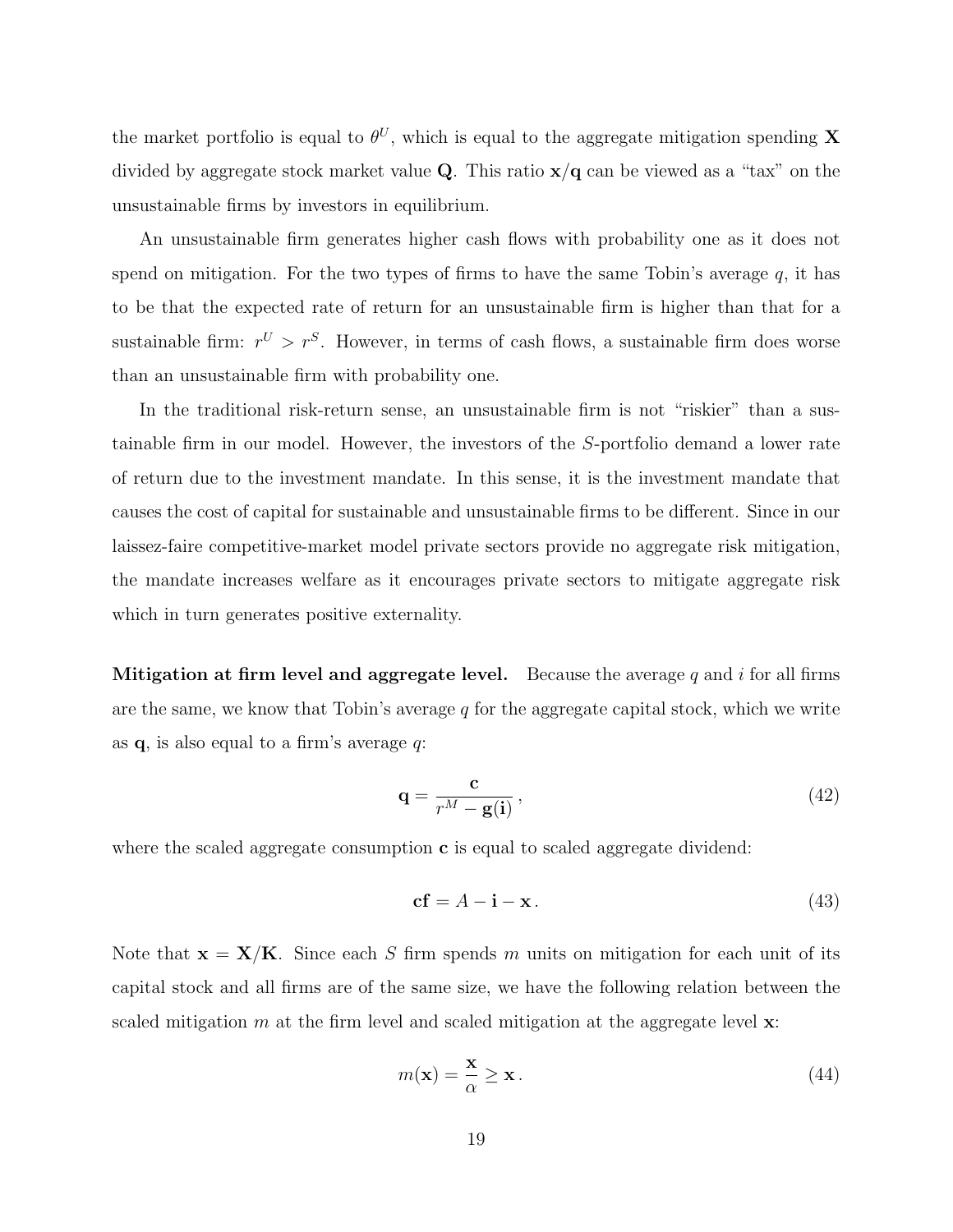the market portfolio is equal to $\theta^U$, which is equal to the aggregate mitigation spending $\mathbf{X}$ divided by aggregate stock market value $\mathbf{Q}$. This ratio $\mathbf{x}/\mathbf{q}$ can be viewed as a "tax" on the unsustainable firms by investors in equilibrium.

An unsustainable firm generates higher cash flows with probability one as it does not spend on mitigation. For the two types of firms to have the same Tobin's average $q$, it has to be that the expected rate of return for an unsustainable firm is higher than that for a sustainable firm: $r^U > r^S$. However, in terms of cash flows, a sustainable firm does worse than an unsustainable firm with probability one.

In the traditional risk-return sense, an unsustainable firm is not "riskier" than a sustainable firm in our model. However, the investors of the $S$-portfolio demand a lower rate of return due to the investment mandate. In this sense, it is the investment mandate that causes the cost of capital for sustainable and unsustainable firms to be different. Since in our laissez-faire competitive-market model private sectors provide no aggregate risk mitigation, the mandate increases welfare as it encourages private sectors to mitigate aggregate risk which in turn generates positive externality.

**Mitigation at firm level and aggregate level.** Because the average $q$ and $i$ for all firms are the same, we know that Tobin's average $q$ for the aggregate capital stock, which we write as $\mathbf{q}$, is also equal to a firm's average $q$:

$$\mathbf{q} = \frac{\mathbf{c}}{r^M - \mathbf{g}(\mathbf{i})}\,, \tag{42}$$

where the scaled aggregate consumption $\mathbf{c}$ is equal to scaled aggregate dividend:

$$\mathbf{cf} = A - \mathbf{i} - \mathbf{x}\,. \tag{43}$$

Note that $\mathbf{x} = \mathbf{X}/\mathbf{K}$. Since each $S$ firm spends $m$ units on mitigation for each unit of its capital stock and all firms are of the same size, we have the following relation between the scaled mitigation $m$ at the firm level and scaled mitigation at the aggregate level $\mathbf{x}$:

$$m(\mathbf{x}) = \frac{\mathbf{x}}{\alpha} \geq \mathbf{x}\,. \tag{44}$$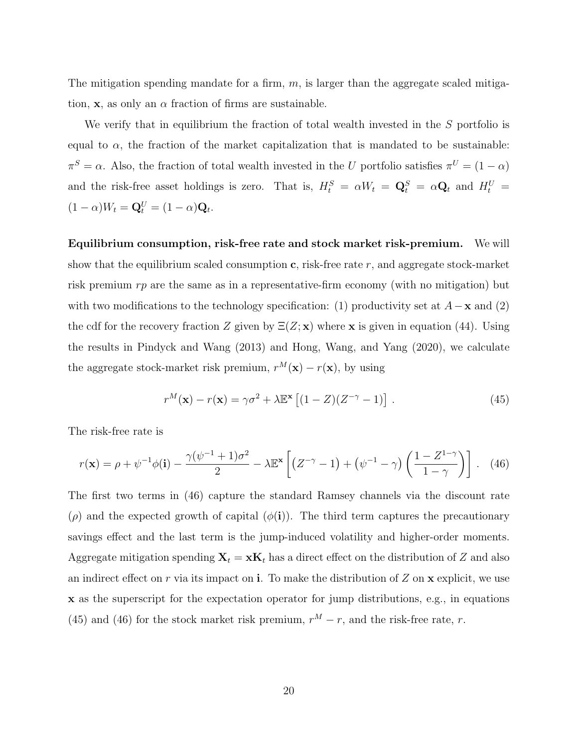The mitigation spending mandate for a firm, $m$, is larger than the aggregate scaled mitigation, $\mathbf{x}$, as only an $\alpha$ fraction of firms are sustainable.

We verify that in equilibrium the fraction of total wealth invested in the $S$ portfolio is equal to $\alpha$, the fraction of the market capitalization that is mandated to be sustainable: $\pi^S = \alpha$. Also, the fraction of total wealth invested in the $U$ portfolio satisfies $\pi^U = (1-\alpha)$ and the risk-free asset holdings is zero. That is, $H_t^S = \alpha W_t = \mathbf{Q}_t^S = \alpha \mathbf{Q}_t$ and $H_t^U = (1-\alpha)W_t = \mathbf{Q}_t^U = (1-\alpha)\mathbf{Q}_t$.

**Equilibrium consumption, risk-free rate and stock market risk-premium.** We will show that the equilibrium scaled consumption $\mathbf{c}$, risk-free rate $r$, and aggregate stock-market risk premium $rp$ are the same as in a representative-firm economy (with no mitigation) but with two modifications to the technology specification: (1) productivity set at $A - \mathbf{x}$ and (2) the cdf for the recovery fraction $Z$ given by $\Xi(Z; \mathbf{x})$ where $\mathbf{x}$ is given in equation (44). Using the results in Pindyck and Wang (2013) and Hong, Wang, and Yang (2020), we calculate the aggregate stock-market risk premium, $r^M(\mathbf{x}) - r(\mathbf{x})$, by using

$$r^M(\mathbf{x}) - r(\mathbf{x}) = \gamma\sigma^2 + \lambda \mathbb{E}^{\mathbf{x}}\left[(1-Z)(Z^{-\gamma}-1)\right] . \tag{45}$$

The risk-free rate is

$$r(\mathbf{x}) = \rho + \psi^{-1}\phi(\mathbf{i}) - \frac{\gamma(\psi^{-1}+1)\sigma^2}{2} - \lambda \mathbb{E}^{\mathbf{x}}\left[\left(Z^{-\gamma}-1\right) + \left(\psi^{-1}-\gamma\right)\left(\frac{1-Z^{1-\gamma}}{1-\gamma}\right)\right] . \tag{46}$$

The first two terms in (46) capture the standard Ramsey channels via the discount rate ($\rho$) and the expected growth of capital ($\phi(\mathbf{i})$). The third term captures the precautionary savings effect and the last term is the jump-induced volatility and higher-order moments. Aggregate mitigation spending $\mathbf{X}_t = \mathbf{x}\mathbf{K}_t$ has a direct effect on the distribution of $Z$ and also an indirect effect on $r$ via its impact on $\mathbf{i}$. To make the distribution of $Z$ on $\mathbf{x}$ explicit, we use $\mathbf{x}$ as the superscript for the expectation operator for jump distributions, e.g., in equations (45) and (46) for the stock market risk premium, $r^M - r$, and the risk-free rate, $r$.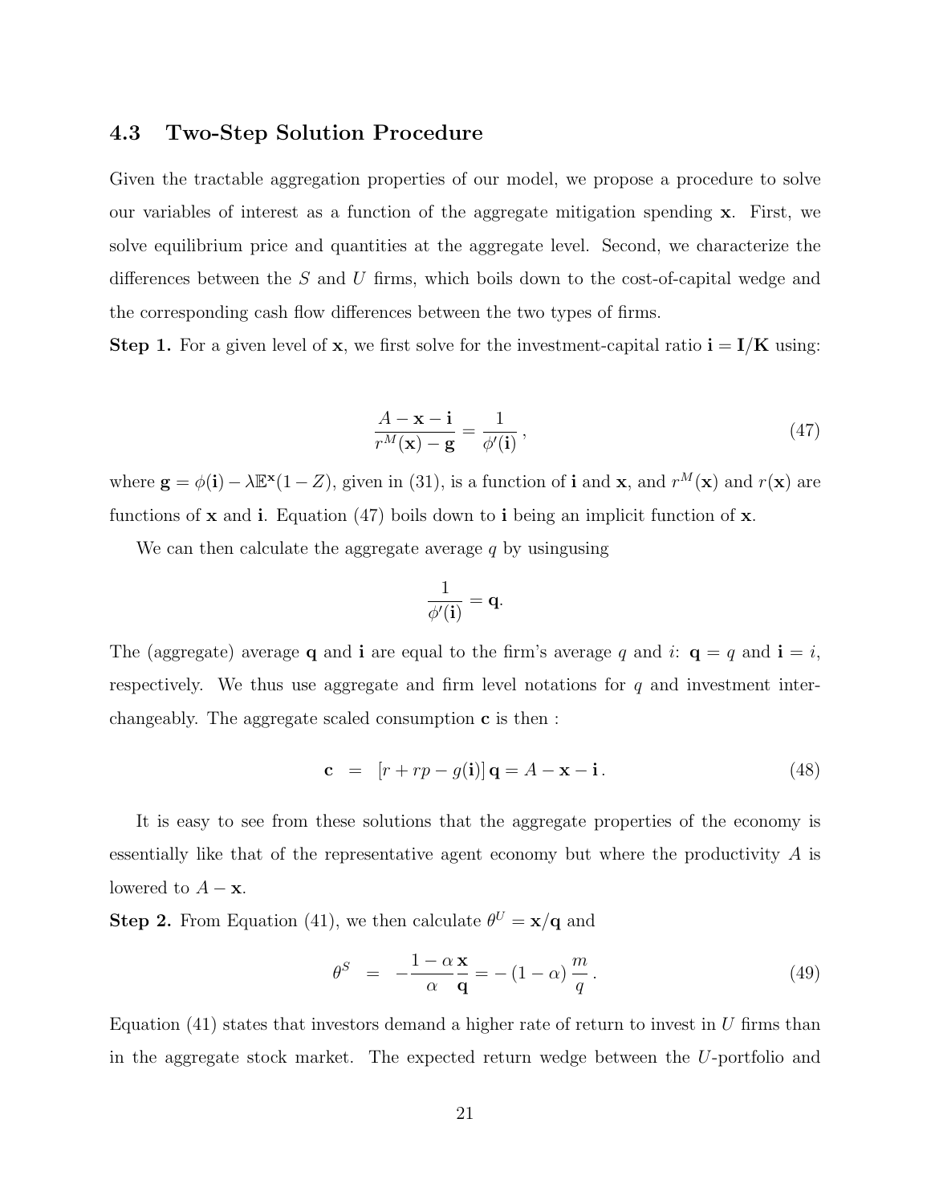### 4.3 Two-Step Solution Procedure

Given the tractable aggregation properties of our model, we propose a procedure to solve our variables of interest as a function of the aggregate mitigation spending $\mathbf{x}$. First, we solve equilibrium price and quantities at the aggregate level. Second, we characterize the differences between the $S$ and $U$ firms, which boils down to the cost-of-capital wedge and the corresponding cash flow differences between the two types of firms.

**Step 1.** For a given level of $\mathbf{x}$, we first solve for the investment-capital ratio $\mathbf{i} = \mathbf{I}/\mathbf{K}$ using:

$$\frac{A - \mathbf{x} - \mathbf{i}}{r^M(\mathbf{x}) - \mathbf{g}} = \frac{1}{\phi'(\mathbf{i})}\,, \tag{47}$$

where $\mathbf{g} = \phi(\mathbf{i}) - \lambda \mathbb{E}^{\mathbf{x}}(1 - Z)$, given in (31), is a function of $\mathbf{i}$ and $\mathbf{x}$, and $r^M(\mathbf{x})$ and $r(\mathbf{x})$ are functions of $\mathbf{x}$ and $\mathbf{i}$. Equation (47) boils down to $\mathbf{i}$ being an implicit function of $\mathbf{x}$.

We can then calculate the aggregate average $q$ by usingusing

$$\frac{1}{\phi'(\mathbf{i})} = \mathbf{q}.$$

The (aggregate) average $\mathbf{q}$ and $\mathbf{i}$ are equal to the firm's average $q$ and $i$: $\mathbf{q} = q$ and $\mathbf{i} = i$, respectively. We thus use aggregate and firm level notations for $q$ and investment interchangeably. The aggregate scaled consumption $\mathbf{c}$ is then :

$$\mathbf{c} \;\;=\;\; [r + rp - g(\mathbf{i})]\,\mathbf{q} = A - \mathbf{x} - \mathbf{i}\,. \tag{48}$$

It is easy to see from these solutions that the aggregate properties of the economy is essentially like that of the representative agent economy but where the productivity $A$ is lowered to $A - \mathbf{x}$.

**Step 2.** From Equation (41), we then calculate $\theta^U = \mathbf{x}/\mathbf{q}$ and

$$\theta^S \;\;=\;\; -\frac{1-\alpha}{\alpha}\frac{\mathbf{x}}{\mathbf{q}} = -\left(1-\alpha\right)\frac{m}{q}\,. \tag{49}$$

Equation (41) states that investors demand a higher rate of return to invest in $U$ firms than in the aggregate stock market. The expected return wedge between the $U$-portfolio and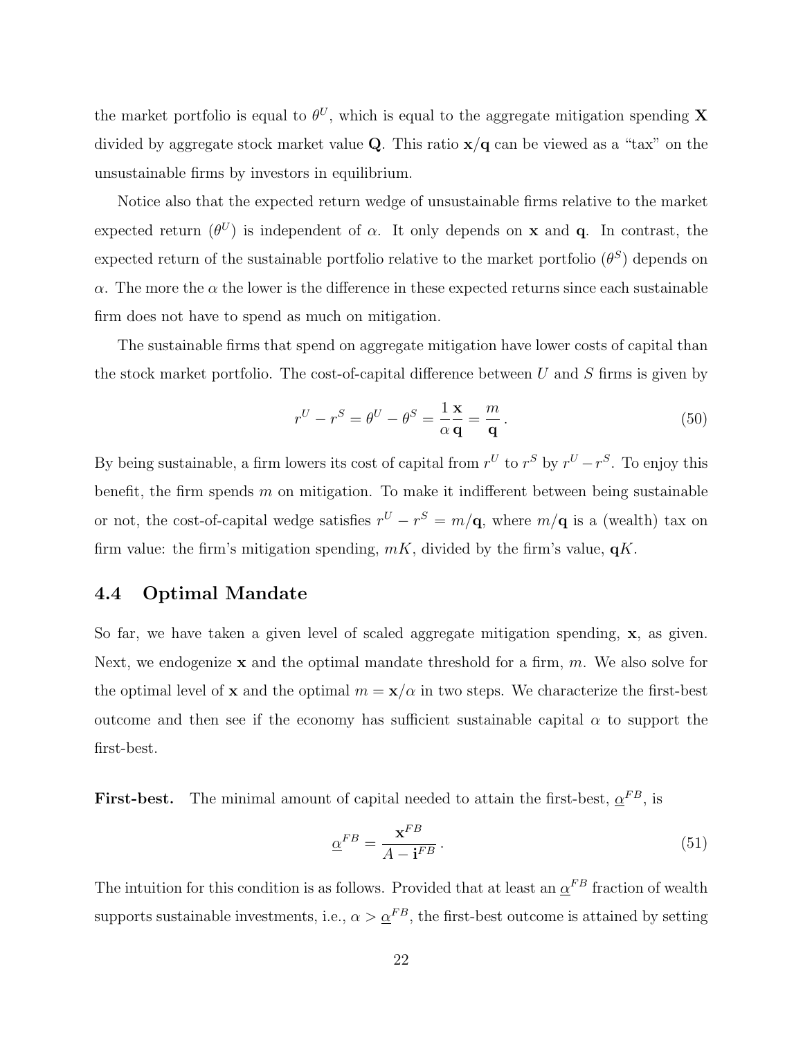the market portfolio is equal to $\theta^U$, which is equal to the aggregate mitigation spending $\mathbf{X}$ divided by aggregate stock market value $\mathbf{Q}$. This ratio $\mathbf{x}/\mathbf{q}$ can be viewed as a "tax" on the unsustainable firms by investors in equilibrium.

Notice also that the expected return wedge of unsustainable firms relative to the market expected return ($\theta^U$) is independent of $\alpha$. It only depends on $\mathbf{x}$ and $\mathbf{q}$. In contrast, the expected return of the sustainable portfolio relative to the market portfolio ($\theta^S$) depends on $\alpha$. The more the $\alpha$ the lower is the difference in these expected returns since each sustainable firm does not have to spend as much on mitigation.

The sustainable firms that spend on aggregate mitigation have lower costs of capital than the stock market portfolio. The cost-of-capital difference between $U$ and $S$ firms is given by

$$r^U - r^S = \theta^U - \theta^S = \frac{1}{\alpha}\frac{\mathbf{x}}{\mathbf{q}} = \frac{m}{\mathbf{q}}\,. \tag{50}$$

By being sustainable, a firm lowers its cost of capital from $r^U$ to $r^S$ by $r^U - r^S$. To enjoy this benefit, the firm spends $m$ on mitigation. To make it indifferent between being sustainable or not, the cost-of-capital wedge satisfies $r^U - r^S = m/\mathbf{q}$, where $m/\mathbf{q}$ is a (wealth) tax on firm value: the firm's mitigation spending, $mK$, divided by the firm's value, $\mathbf{q}K$.

### 4.4 Optimal Mandate

So far, we have taken a given level of scaled aggregate mitigation spending, $\mathbf{x}$, as given. Next, we endogenize $\mathbf{x}$ and the optimal mandate threshold for a firm, $m$. We also solve for the optimal level of $\mathbf{x}$ and the optimal $m = \mathbf{x}/\alpha$ in two steps. We characterize the first-best outcome and then see if the economy has sufficient sustainable capital $\alpha$ to support the first-best.

**First-best.** The minimal amount of capital needed to attain the first-best, $\underline{\alpha}^{FB}$, is

$$\underline{\alpha}^{FB} = \frac{\mathbf{x}^{FB}}{A - \mathbf{i}^{FB}}\,. \tag{51}$$

The intuition for this condition is as follows. Provided that at least an $\underline{\alpha}^{FB}$ fraction of wealth supports sustainable investments, i.e., $\alpha > \underline{\alpha}^{FB}$, the first-best outcome is attained by setting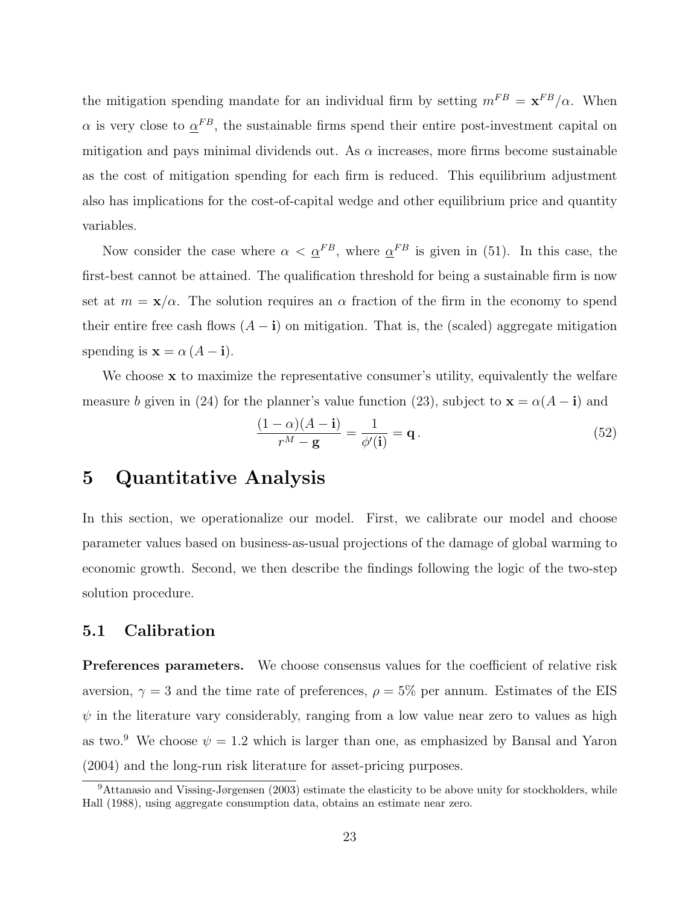the mitigation spending mandate for an individual firm by setting $m^{FB} = \mathbf{x}^{FB}/\alpha$. When $\alpha$ is very close to $\underline{\alpha}^{FB}$, the sustainable firms spend their entire post-investment capital on mitigation and pays minimal dividends out. As $\alpha$ increases, more firms become sustainable as the cost of mitigation spending for each firm is reduced. This equilibrium adjustment also has implications for the cost-of-capital wedge and other equilibrium price and quantity variables.

Now consider the case where $\alpha < \underline{\alpha}^{FB}$, where $\underline{\alpha}^{FB}$ is given in (51). In this case, the first-best cannot be attained. The qualification threshold for being a sustainable firm is now set at $m = \mathbf{x}/\alpha$. The solution requires an $\alpha$ fraction of the firm in the economy to spend their entire free cash flows $(A - \mathbf{i})$ on mitigation. That is, the (scaled) aggregate mitigation spending is $\mathbf{x} = \alpha\,(A - \mathbf{i})$.

We choose $\mathbf{x}$ to maximize the representative consumer's utility, equivalently the welfare measure $b$ given in (24) for the planner's value function (23), subject to $\mathbf{x} = \alpha(A - \mathbf{i})$ and

$$\frac{(1-\alpha)(A-\mathbf{i})}{r^M - \mathbf{g}} = \frac{1}{\phi'(\mathbf{i})} = \mathbf{q}\,. \tag{52}$$

# 5 Quantitative Analysis

In this section, we operationalize our model. First, we calibrate our model and choose parameter values based on business-as-usual projections of the damage of global warming to economic growth. Second, we then describe the findings following the logic of the two-step solution procedure.

## 5.1 Calibration

**Preferences parameters.** We choose consensus values for the coefficient of relative risk aversion, $\gamma = 3$ and the time rate of preferences, $\rho = 5\%$ per annum. Estimates of the EIS $\psi$ in the literature vary considerably, ranging from a low value near zero to values as high as two.[9] We choose $\psi = 1.2$ which is larger than one, as emphasized by Bansal and Yaron (2004) and the long-run risk literature for asset-pricing purposes.

[9] Attanasio and Vissing-Jørgensen (2003) estimate the elasticity to be above unity for stockholders, while Hall (1988), using aggregate consumption data, obtains an estimate near zero.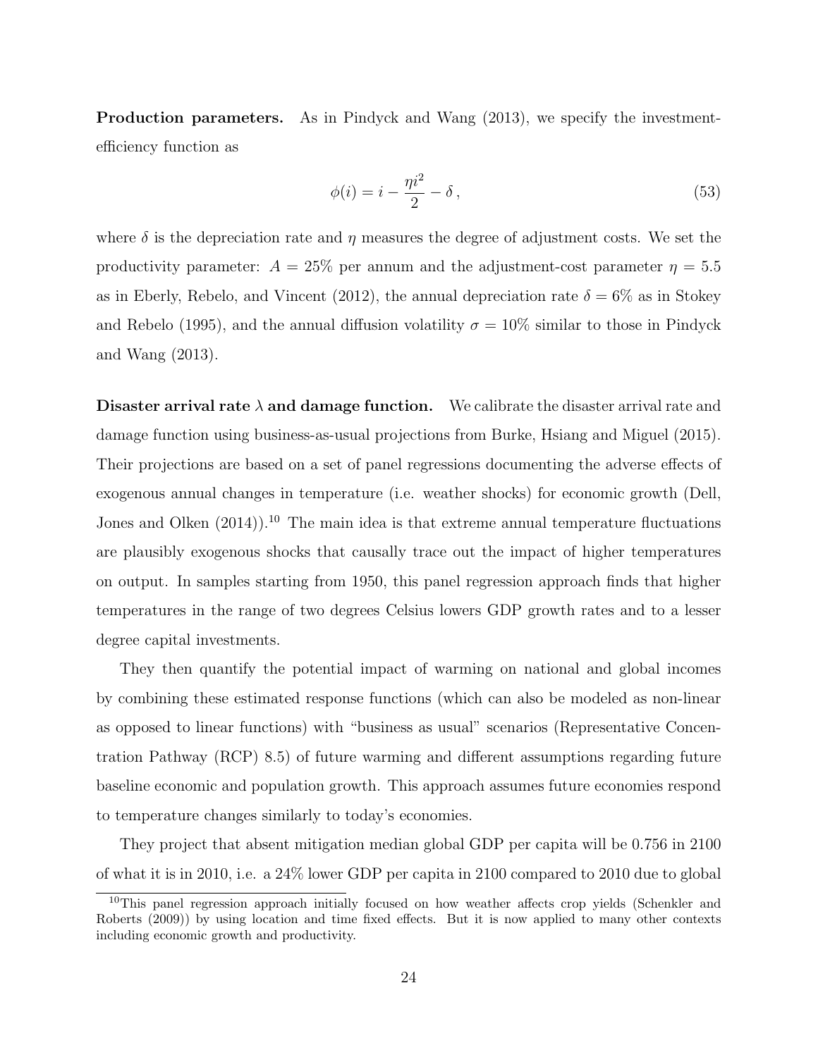**Production parameters.** As in Pindyck and Wang (2013), we specify the investment-efficiency function as

$$\phi(i) = i - \frac{\eta i^2}{2} - \delta \,, \tag{53}$$

where $\delta$ is the depreciation rate and $\eta$ measures the degree of adjustment costs. We set the productivity parameter: $A = 25\%$ per annum and the adjustment-cost parameter $\eta = 5.5$ as in Eberly, Rebelo, and Vincent (2012), the annual depreciation rate $\delta = 6\%$ as in Stokey and Rebelo (1995), and the annual diffusion volatility $\sigma = 10\%$ similar to those in Pindyck and Wang (2013).

**Disaster arrival rate $\lambda$ and damage function.** We calibrate the disaster arrival rate and damage function using business-as-usual projections from Burke, Hsiang and Miguel (2015). Their projections are based on a set of panel regressions documenting the adverse effects of exogenous annual changes in temperature (i.e. weather shocks) for economic growth (Dell, Jones and Olken (2014)).[10] The main idea is that extreme annual temperature fluctuations are plausibly exogenous shocks that causally trace out the impact of higher temperatures on output. In samples starting from 1950, this panel regression approach finds that higher temperatures in the range of two degrees Celsius lowers GDP growth rates and to a lesser degree capital investments.

They then quantify the potential impact of warming on national and global incomes by combining these estimated response functions (which can also be modeled as non-linear as opposed to linear functions) with "business as usual" scenarios (Representative Concentration Pathway (RCP) 8.5) of future warming and different assumptions regarding future baseline economic and population growth. This approach assumes future economies respond to temperature changes similarly to today's economies.

They project that absent mitigation median global GDP per capita will be 0.756 in 2100 of what it is in 2010, i.e. a 24% lower GDP per capita in 2100 compared to 2010 due to global

[10] This panel regression approach initially focused on how weather affects crop yields (Schenkler and Roberts (2009)) by using location and time fixed effects. But it is now applied to many other contexts including economic growth and productivity.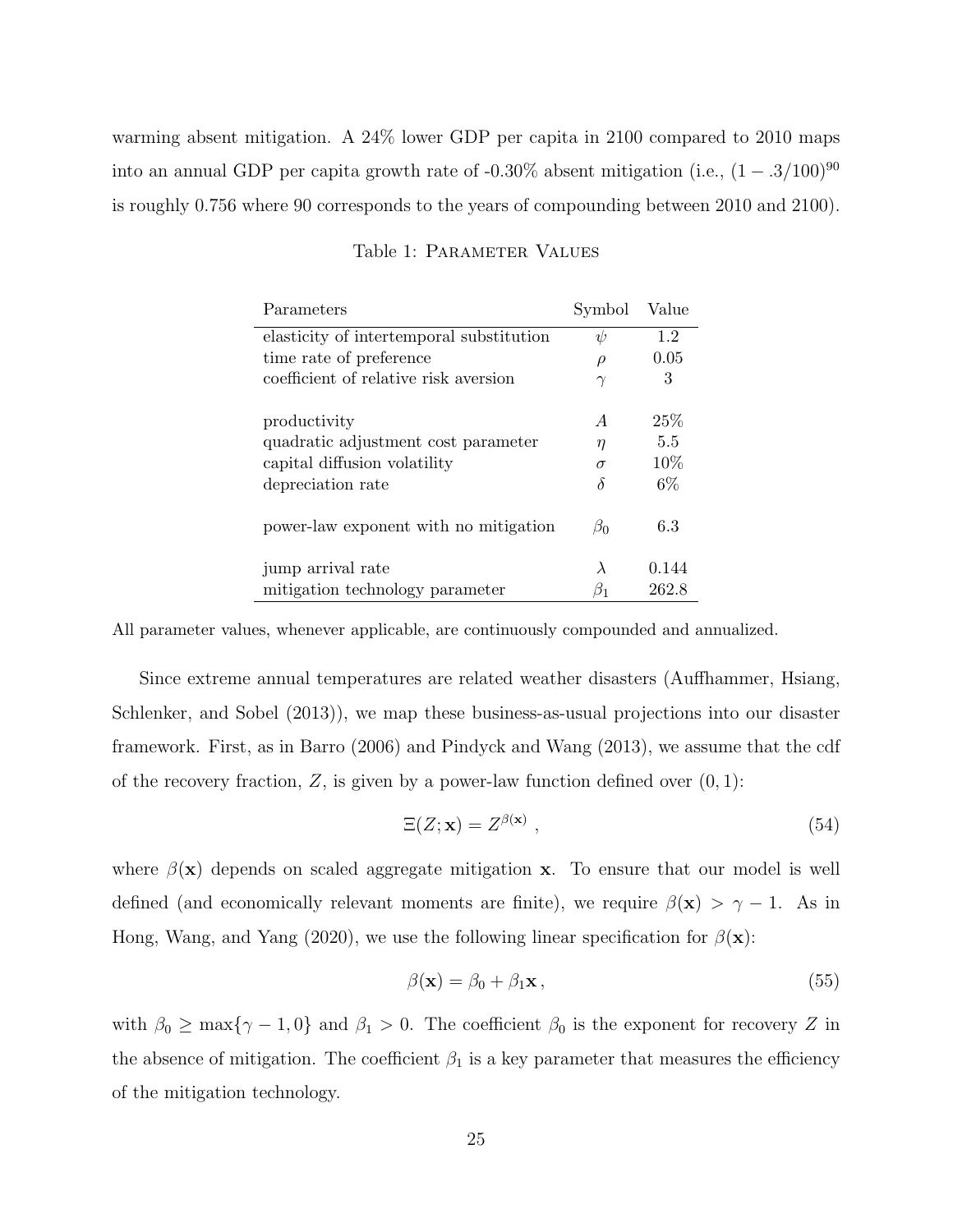warming absent mitigation. A 24% lower GDP per capita in 2100 compared to 2010 maps into an annual GDP per capita growth rate of -0.30% absent mitigation (i.e., $(1 - .3/100)^{90}$ is roughly 0.756 where 90 corresponds to the years of compounding between 2010 and 2100).

Table 1: Parameter Values

| Parameters | Symbol | Value |
|---|---|---|
| elasticity of intertemporal substitution | $\psi$ | 1.2 |
| time rate of preference | $\rho$ | 0.05 |
| coefficient of relative risk aversion | $\gamma$ | 3 |
| | | |
| productivity | $A$ | 25% |
| quadratic adjustment cost parameter | $\eta$ | 5.5 |
| capital diffusion volatility | $\sigma$ | 10% |
| depreciation rate | $\delta$ | 6% |
| | | |
| power-law exponent with no mitigation | $\beta_0$ | 6.3 |
| | | |
| jump arrival rate | $\lambda$ | 0.144 |
| mitigation technology parameter | $\beta_1$ | 262.8 |

All parameter values, whenever applicable, are continuously compounded and annualized.

Since extreme annual temperatures are related weather disasters (Auffhammer, Hsiang, Schlenker, and Sobel (2013)), we map these business-as-usual projections into our disaster framework. First, as in Barro (2006) and Pindyck and Wang (2013), we assume that the cdf of the recovery fraction, $Z$, is given by a power-law function defined over $(0, 1)$:

$$\Xi(Z; \mathbf{x}) = Z^{\beta(\mathbf{x})} \,, \tag{54}$$

where $\beta(\mathbf{x})$ depends on scaled aggregate mitigation $\mathbf{x}$. To ensure that our model is well defined (and economically relevant moments are finite), we require $\beta(\mathbf{x}) > \gamma - 1$. As in Hong, Wang, and Yang (2020), we use the following linear specification for $\beta(\mathbf{x})$:

$$\beta(\mathbf{x}) = \beta_0 + \beta_1 \mathbf{x} \,, \tag{55}$$

with $\beta_0 \geq \max\{\gamma - 1, 0\}$ and $\beta_1 > 0$. The coefficient $\beta_0$ is the exponent for recovery $Z$ in the absence of mitigation. The coefficient $\beta_1$ is a key parameter that measures the efficiency of the mitigation technology.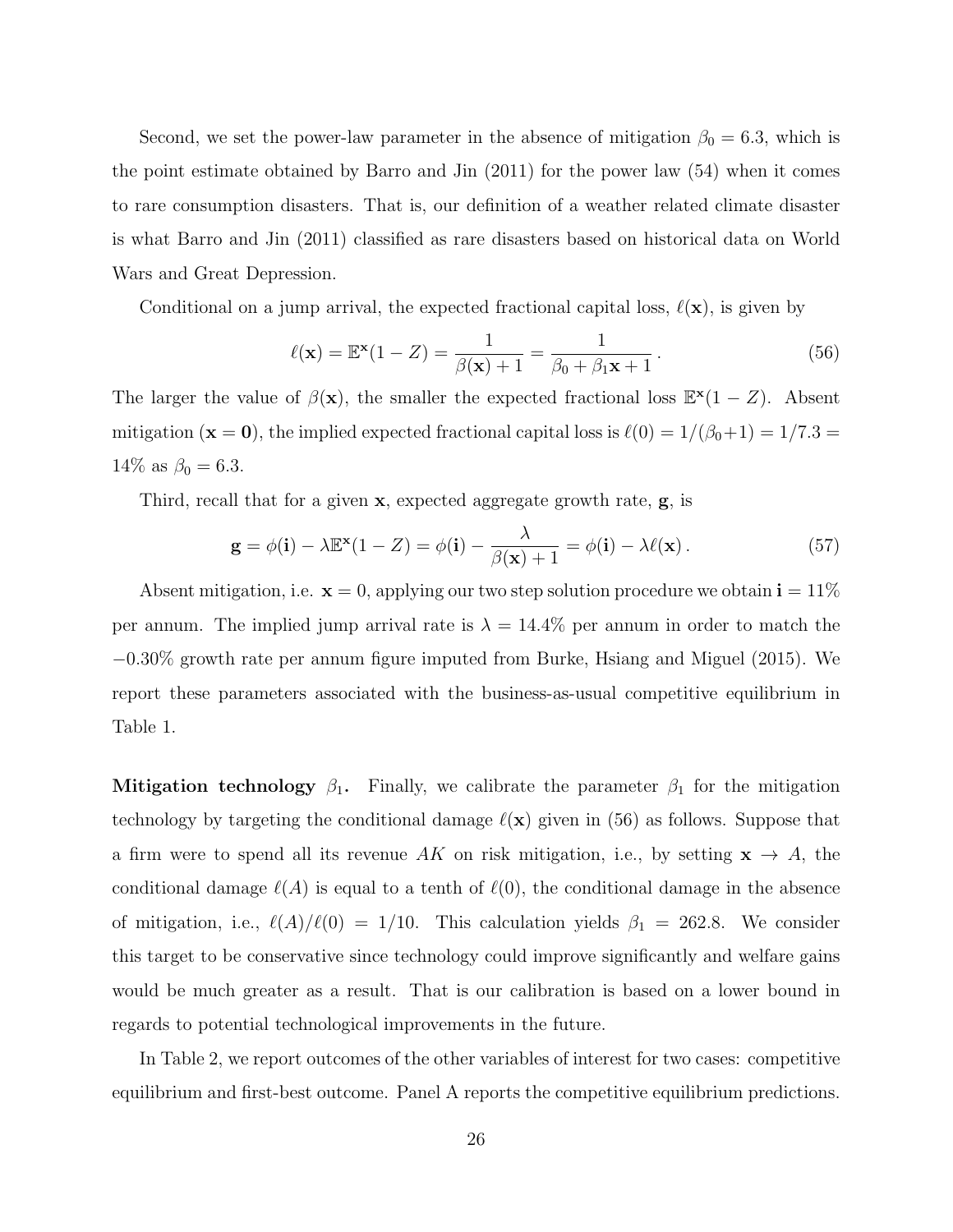Second, we set the power-law parameter in the absence of mitigation $\beta_0 = 6.3$, which is the point estimate obtained by Barro and Jin (2011) for the power law (54) when it comes to rare consumption disasters. That is, our definition of a weather related climate disaster is what Barro and Jin (2011) classified as rare disasters based on historical data on World Wars and Great Depression.

Conditional on a jump arrival, the expected fractional capital loss, $\ell(\mathbf{x})$, is given by

$$\ell(\mathbf{x}) = \mathbb{E}^{\mathbf{x}}(1 - Z) = \frac{1}{\beta(\mathbf{x}) + 1} = \frac{1}{\beta_0 + \beta_1 \mathbf{x} + 1} \,. \tag{56}$$

The larger the value of $\beta(\mathbf{x})$, the smaller the expected fractional loss $\mathbb{E}^{\mathbf{x}}(1 - Z)$. Absent mitigation ($\mathbf{x} = \mathbf{0}$), the implied expected fractional capital loss is $\ell(0) = 1/(\beta_0 + 1) = 1/7.3 = 14\%$ as $\beta_0 = 6.3$.

Third, recall that for a given $\mathbf{x}$, expected aggregate growth rate, $\mathbf{g}$, is

$$\mathbf{g} = \phi(\mathbf{i}) - \lambda \mathbb{E}^{\mathbf{x}}(1 - Z) = \phi(\mathbf{i}) - \frac{\lambda}{\beta(\mathbf{x}) + 1} = \phi(\mathbf{i}) - \lambda \ell(\mathbf{x}) \,. \tag{57}$$

Absent mitigation, i.e. $\mathbf{x} = 0$, applying our two step solution procedure we obtain $\mathbf{i} = 11\%$ per annum. The implied jump arrival rate is $\lambda = 14.4\%$ per annum in order to match the $-0.30\%$ growth rate per annum figure imputed from Burke, Hsiang and Miguel (2015). We report these parameters associated with the business-as-usual competitive equilibrium in Table 1.

**Mitigation technology $\beta_1$.** Finally, we calibrate the parameter $\beta_1$ for the mitigation technology by targeting the conditional damage $\ell(\mathbf{x})$ given in (56) as follows. Suppose that a firm were to spend all its revenue $AK$ on risk mitigation, i.e., by setting $\mathbf{x} \to A$, the conditional damage $\ell(A)$ is equal to a tenth of $\ell(0)$, the conditional damage in the absence of mitigation, i.e., $\ell(A)/\ell(0) = 1/10$. This calculation yields $\beta_1 = 262.8$. We consider this target to be conservative since technology could improve significantly and welfare gains would be much greater as a result. That is our calibration is based on a lower bound in regards to potential technological improvements in the future.

In Table 2, we report outcomes of the other variables of interest for two cases: competitive equilibrium and first-best outcome. Panel A reports the competitive equilibrium predictions.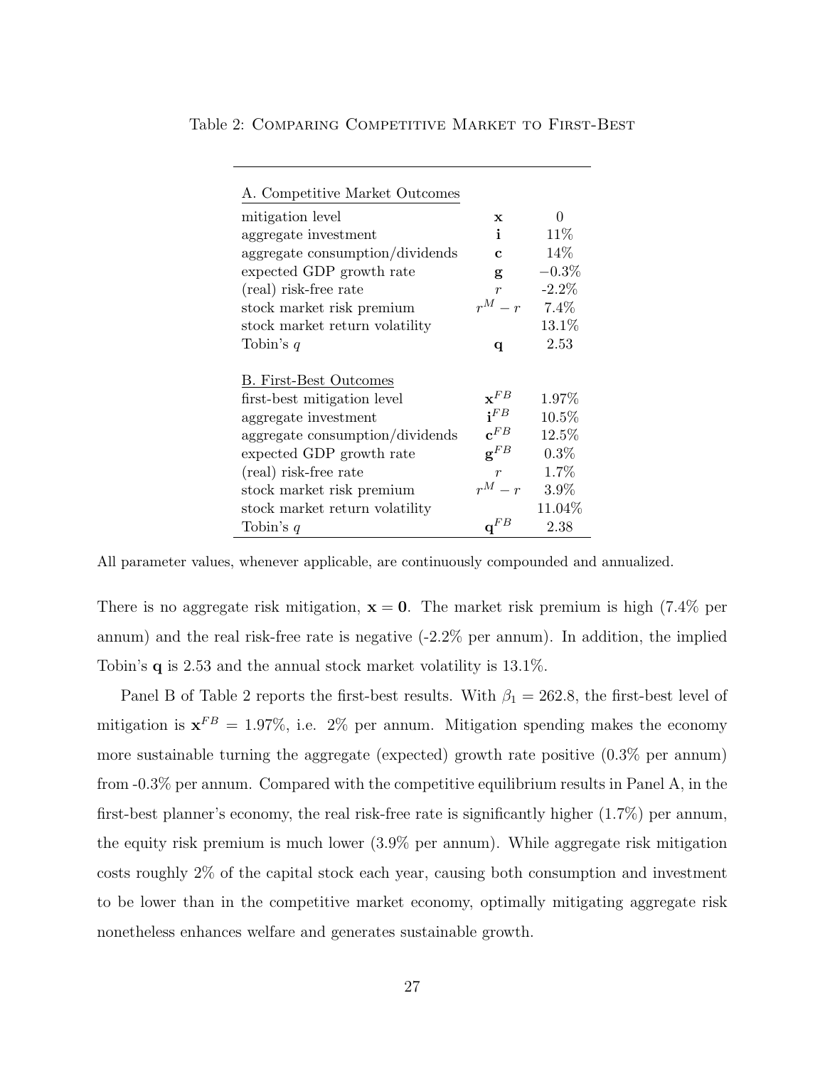Table 2: COMPARING COMPETITIVE MARKET TO FIRST-BEST

| A. Competitive Market Outcomes | | |
|---|---|---|
| mitigation level | $\mathbf{x}$ | 0 |
| aggregate investment | $\mathbf{i}$ | 11% |
| aggregate consumption/dividends | $\mathbf{c}$ | 14% |
| expected GDP growth rate | $\mathbf{g}$ | $-0.3\%$ |
| (real) risk-free rate | $r$ | -2.2% |
| stock market risk premium | $r^M - r$ | 7.4% |
| stock market return volatility | | 13.1% |
| Tobin's $q$ | $\mathbf{q}$ | 2.53 |
| **B. First-Best Outcomes** | | |
| first-best mitigation level | $\mathbf{x}^{FB}$ | 1.97% |
| aggregate investment | $\mathbf{i}^{FB}$ | 10.5% |
| aggregate consumption/dividends | $\mathbf{c}^{FB}$ | 12.5% |
| expected GDP growth rate | $\mathbf{g}^{FB}$ | 0.3% |
| (real) risk-free rate | $r$ | 1.7% |
| stock market risk premium | $r^M - r$ | 3.9% |
| stock market return volatility | | 11.04% |
| Tobin's $q$ | $\mathbf{q}^{FB}$ | 2.38 |

All parameter values, whenever applicable, are continuously compounded and annualized.

There is no aggregate risk mitigation, $\mathbf{x} = \mathbf{0}$. The market risk premium is high (7.4% per annum) and the real risk-free rate is negative (-2.2% per annum). In addition, the implied Tobin's $\mathbf{q}$ is 2.53 and the annual stock market volatility is 13.1%.

Panel B of Table 2 reports the first-best results. With $\beta_1 = 262.8$, the first-best level of mitigation is $\mathbf{x}^{FB} = 1.97\%$, i.e. 2% per annum. Mitigation spending makes the economy more sustainable turning the aggregate (expected) growth rate positive (0.3% per annum) from -0.3% per annum. Compared with the competitive equilibrium results in Panel A, in the first-best planner's economy, the real risk-free rate is significantly higher (1.7%) per annum, the equity risk premium is much lower (3.9% per annum). While aggregate risk mitigation costs roughly 2% of the capital stock each year, causing both consumption and investment to be lower than in the competitive market economy, optimally mitigating aggregate risk nonetheless enhances welfare and generates sustainable growth.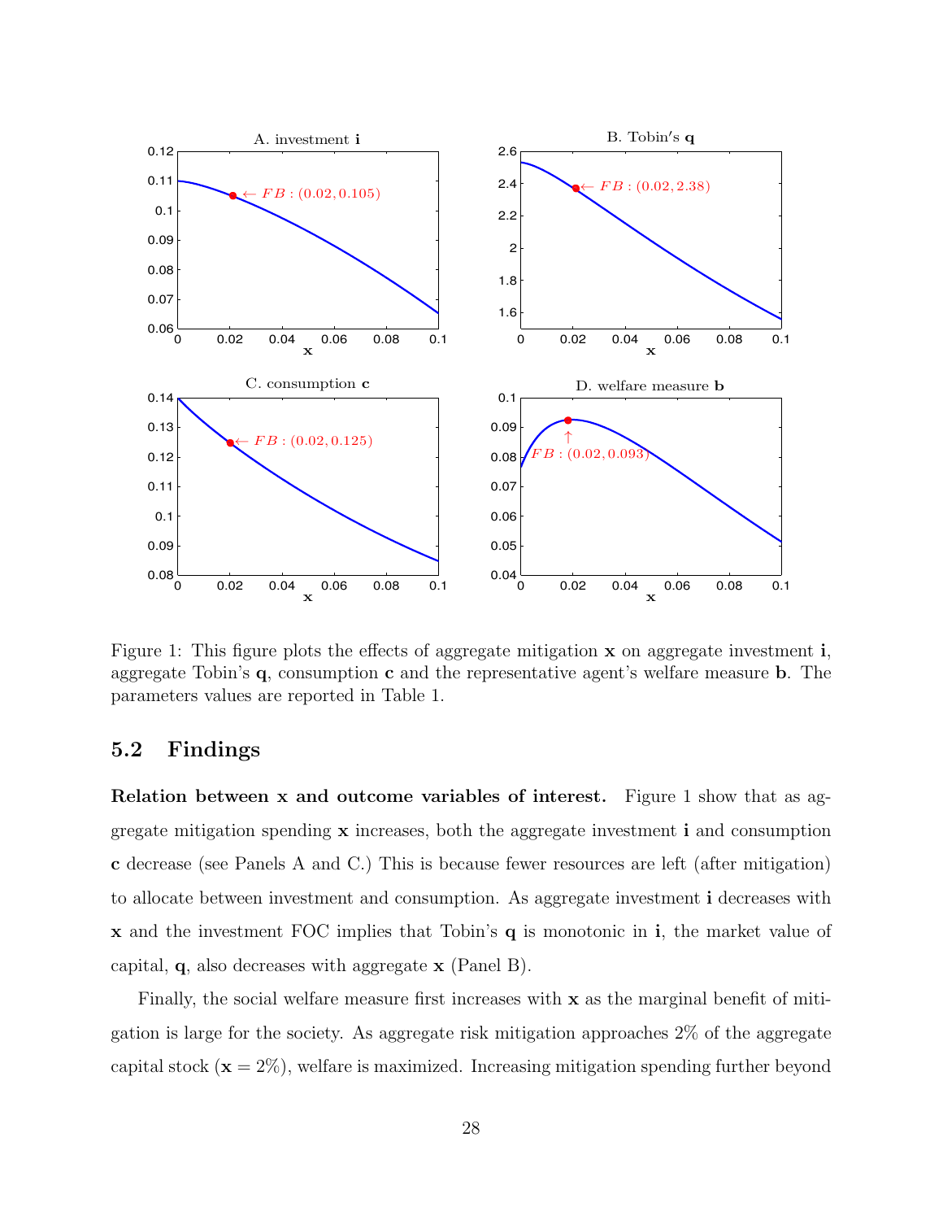Figure 1: This figure plots the effects of aggregate mitigation $\mathbf{x}$ on aggregate investment $\mathbf{i}$, aggregate Tobin's $\mathbf{q}$, consumption $\mathbf{c}$ and the representative agent's welfare measure $\mathbf{b}$. The parameters values are reported in Table 1.

## 5.2 Findings

**Relation between x and outcome variables of interest.** Figure 1 show that as aggregate mitigation spending $\mathbf{x}$ increases, both the aggregate investment $\mathbf{i}$ and consumption $\mathbf{c}$ decrease (see Panels A and C.) This is because fewer resources are left (after mitigation) to allocate between investment and consumption. As aggregate investment $\mathbf{i}$ decreases with $\mathbf{x}$ and the investment FOC implies that Tobin's $\mathbf{q}$ is monotonic in $\mathbf{i}$, the market value of capital, $\mathbf{q}$, also decreases with aggregate $\mathbf{x}$ (Panel B).

Finally, the social welfare measure first increases with $\mathbf{x}$ as the marginal benefit of mitigation is large for the society. As aggregate risk mitigation approaches 2% of the aggregate capital stock ($\mathbf{x} = 2\%$), welfare is maximized. Increasing mitigation spending further beyond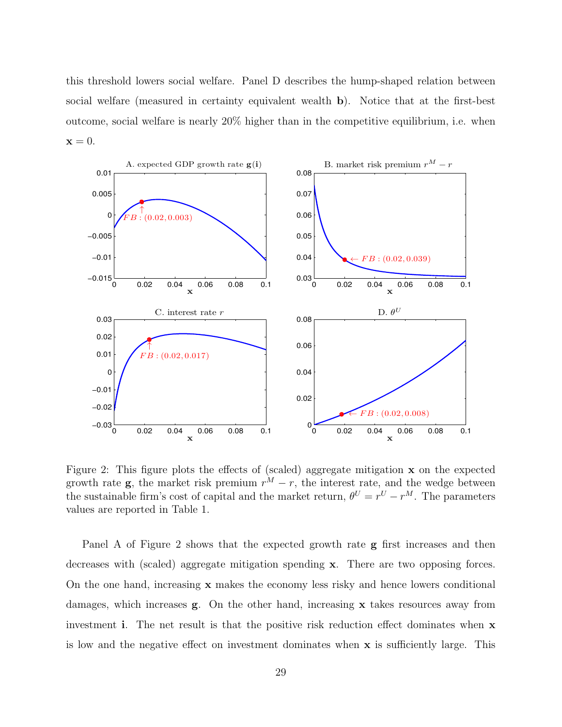this threshold lowers social welfare. Panel D describes the hump-shaped relation between social welfare (measured in certainty equivalent wealth $\mathbf{b}$). Notice that at the first-best outcome, social welfare is nearly 20% higher than in the competitive equilibrium, i.e. when $\mathbf{x} = 0$.

Figure 2: This figure plots the effects of (scaled) aggregate mitigation $\mathbf{x}$ on the expected growth rate $\mathbf{g}$, the market risk premium $r^M - r$, the interest rate, and the wedge between the sustainable firm's cost of capital and the market return, $\theta^U = r^U - r^M$. The parameters values are reported in Table 1.

Panel A of Figure 2 shows that the expected growth rate $\mathbf{g}$ first increases and then decreases with (scaled) aggregate mitigation spending $\mathbf{x}$. There are two opposing forces. On the one hand, increasing $\mathbf{x}$ makes the economy less risky and hence lowers conditional damages, which increases $\mathbf{g}$. On the other hand, increasing $\mathbf{x}$ takes resources away from investment $\mathbf{i}$. The net result is that the positive risk reduction effect dominates when $\mathbf{x}$ is low and the negative effect on investment dominates when $\mathbf{x}$ is sufficiently large. This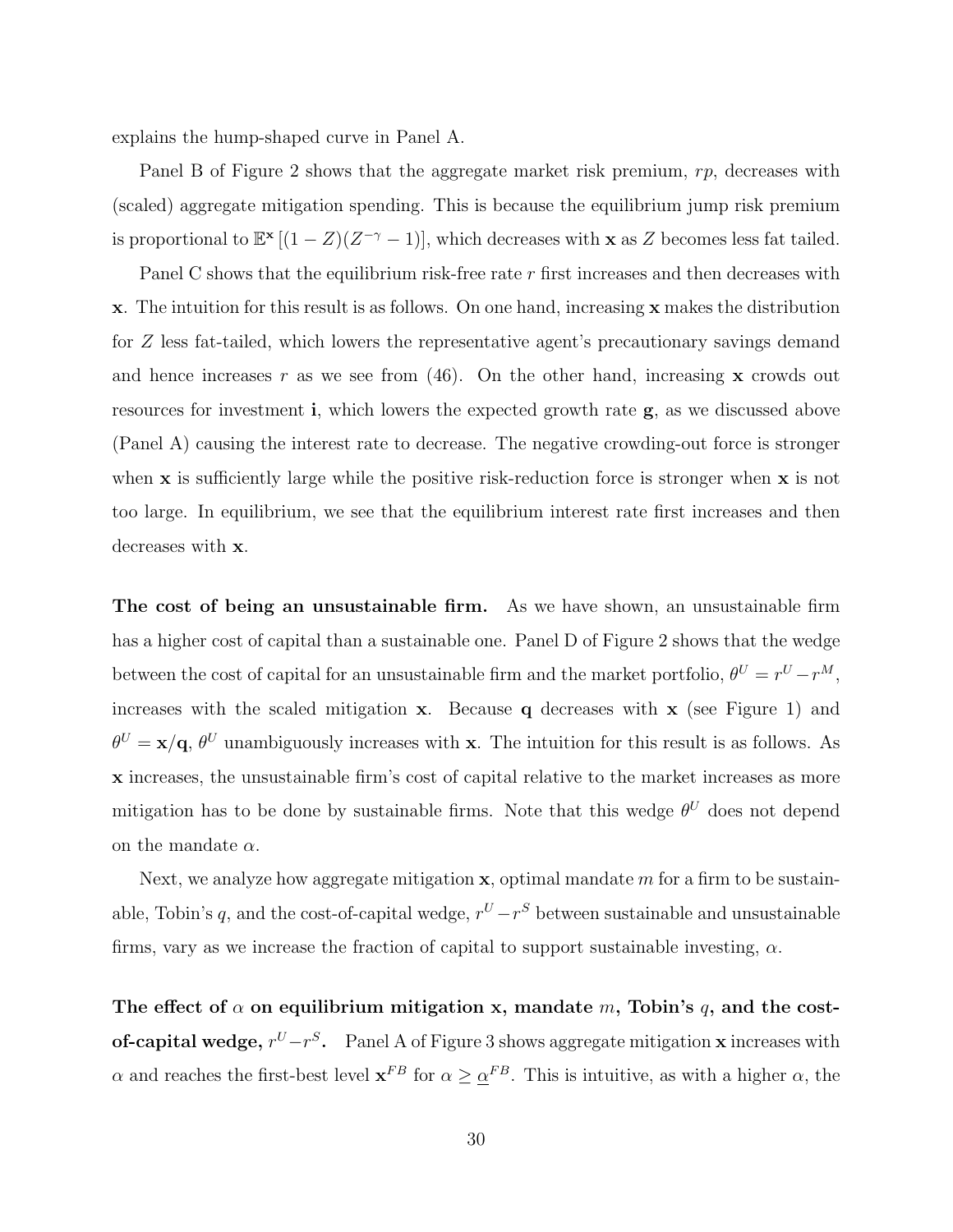explains the hump-shaped curve in Panel A.

Panel B of Figure 2 shows that the aggregate market risk premium, $rp$, decreases with (scaled) aggregate mitigation spending. This is because the equilibrium jump risk premium is proportional to $\mathbb{E}^{\mathbf{x}}\left[(1-Z)(Z^{-\gamma}-1)\right]$, which decreases with $\mathbf{x}$ as $Z$ becomes less fat tailed.

Panel C shows that the equilibrium risk-free rate $r$ first increases and then decreases with $\mathbf{x}$. The intuition for this result is as follows. On one hand, increasing $\mathbf{x}$ makes the distribution for $Z$ less fat-tailed, which lowers the representative agent's precautionary savings demand and hence increases $r$ as we see from (46). On the other hand, increasing $\mathbf{x}$ crowds out resources for investment $\mathbf{i}$, which lowers the expected growth rate $\mathbf{g}$, as we discussed above (Panel A) causing the interest rate to decrease. The negative crowding-out force is stronger when $\mathbf{x}$ is sufficiently large while the positive risk-reduction force is stronger when $\mathbf{x}$ is not too large. In equilibrium, we see that the equilibrium interest rate first increases and then decreases with $\mathbf{x}$.

**The cost of being an unsustainable firm.** As we have shown, an unsustainable firm has a higher cost of capital than a sustainable one. Panel D of Figure 2 shows that the wedge between the cost of capital for an unsustainable firm and the market portfolio, $\theta^U = r^U - r^M$, increases with the scaled mitigation $\mathbf{x}$. Because $\mathbf{q}$ decreases with $\mathbf{x}$ (see Figure 1) and $\theta^U = \mathbf{x}/\mathbf{q}$, $\theta^U$ unambiguously increases with $\mathbf{x}$. The intuition for this result is as follows. As $\mathbf{x}$ increases, the unsustainable firm's cost of capital relative to the market increases as more mitigation has to be done by sustainable firms. Note that this wedge $\theta^U$ does not depend on the mandate $\alpha$.

Next, we analyze how aggregate mitigation $\mathbf{x}$, optimal mandate $m$ for a firm to be sustainable, Tobin's $q$, and the cost-of-capital wedge, $r^U - r^S$ between sustainable and unsustainable firms, vary as we increase the fraction of capital to support sustainable investing, $\alpha$.

**The effect of $\alpha$ on equilibrium mitigation $\mathbf{x}$, mandate $m$, Tobin's $q$, and the cost-of-capital wedge, $r^U - r^S$.** Panel A of Figure 3 shows aggregate mitigation $\mathbf{x}$ increases with $\alpha$ and reaches the first-best level $\mathbf{x}^{FB}$ for $\alpha \geq \underline{\alpha}^{FB}$. This is intuitive, as with a higher $\alpha$, the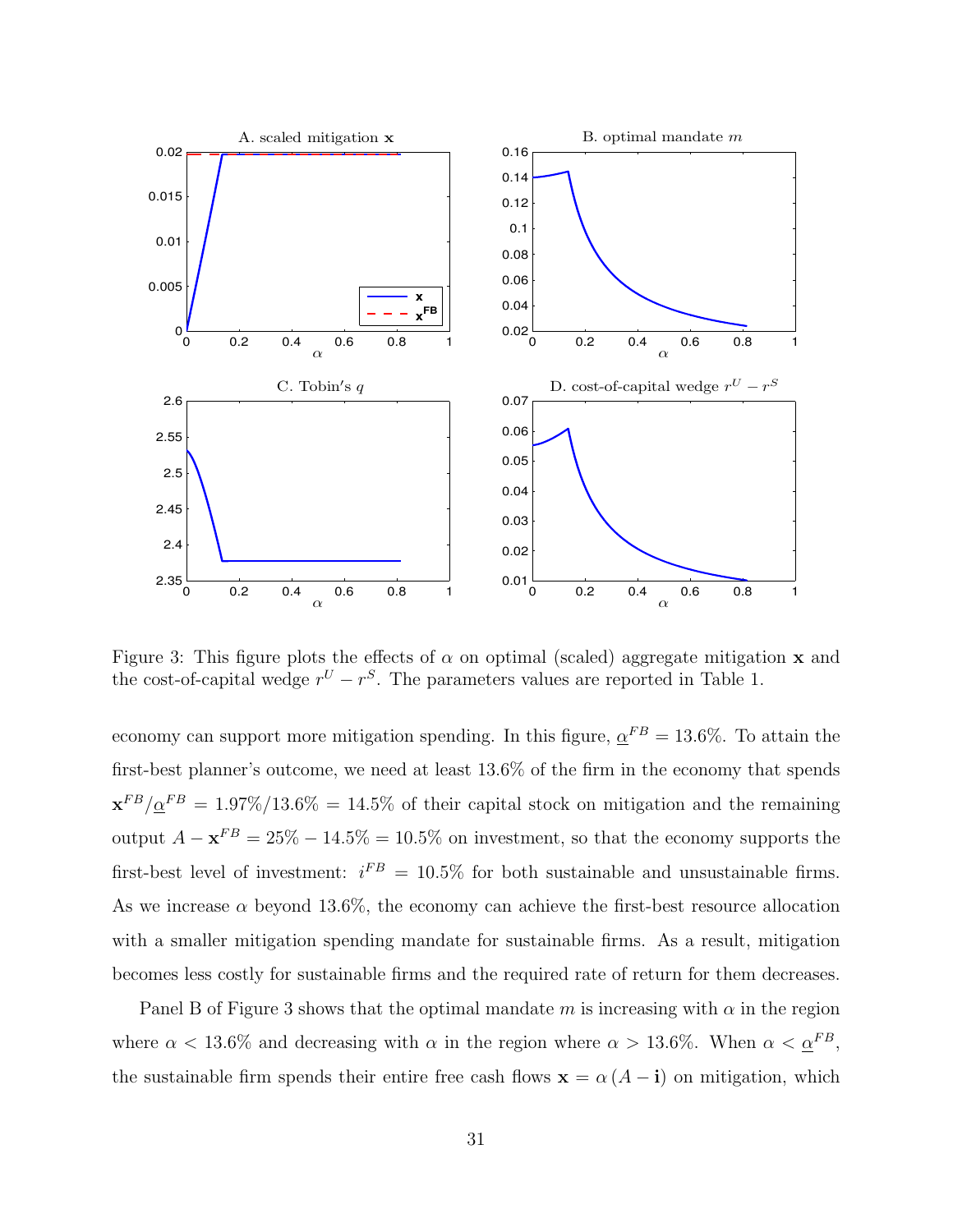Figure 3: This figure plots the effects of $\alpha$ on optimal (scaled) aggregate mitigation $\mathbf{x}$ and the cost-of-capital wedge $r^U - r^S$. The parameters values are reported in Table 1.

economy can support more mitigation spending. In this figure, $\underline{\alpha}^{FB} = 13.6\%$. To attain the first-best planner's outcome, we need at least 13.6% of the firm in the economy that spends $\mathbf{x}^{FB}/\underline{\alpha}^{FB} = 1.97\%/13.6\% = 14.5\%$ of their capital stock on mitigation and the remaining output $A - \mathbf{x}^{FB} = 25\% - 14.5\% = 10.5\%$ on investment, so that the economy supports the first-best level of investment: $i^{FB} = 10.5\%$ for both sustainable and unsustainable firms. As we increase $\alpha$ beyond 13.6%, the economy can achieve the first-best resource allocation with a smaller mitigation spending mandate for sustainable firms. As a result, mitigation becomes less costly for sustainable firms and the required rate of return for them decreases.

Panel B of Figure 3 shows that the optimal mandate $m$ is increasing with $\alpha$ in the region where $\alpha < 13.6\%$ and decreasing with $\alpha$ in the region where $\alpha > 13.6\%$. When $\alpha < \underline{\alpha}^{FB}$, the sustainable firm spends their entire free cash flows $\mathbf{x} = \alpha (A - \mathbf{i})$ on mitigation, which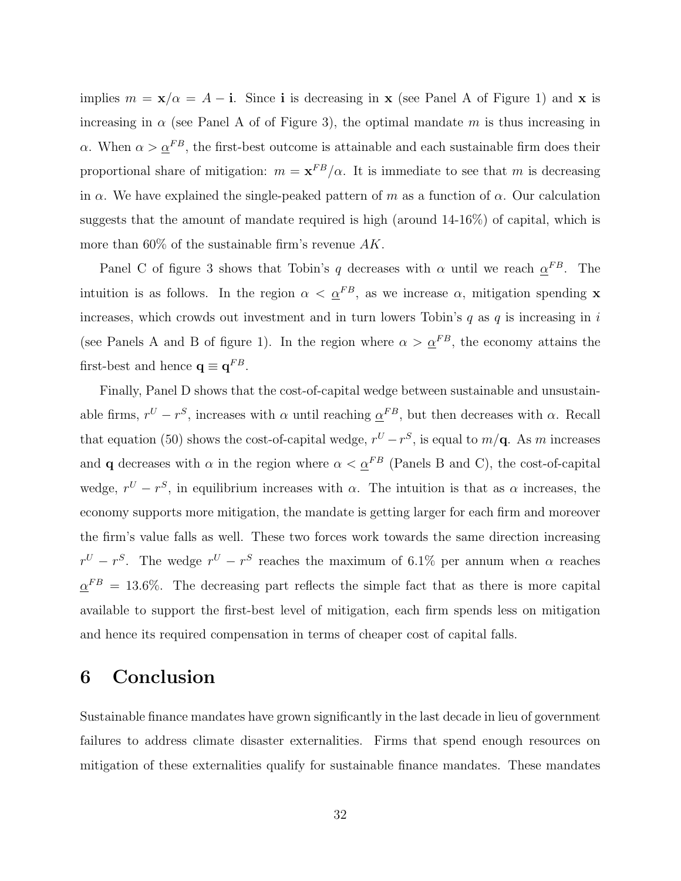implies $m = \mathbf{x}/\alpha = A - \mathbf{i}$. Since $\mathbf{i}$ is decreasing in $\mathbf{x}$ (see Panel A of Figure 1) and $\mathbf{x}$ is increasing in $\alpha$ (see Panel A of of Figure 3), the optimal mandate $m$ is thus increasing in $\alpha$. When $\alpha > \underline{\alpha}^{FB}$, the first-best outcome is attainable and each sustainable firm does their proportional share of mitigation: $m = \mathbf{x}^{FB}/\alpha$. It is immediate to see that $m$ is decreasing in $\alpha$. We have explained the single-peaked pattern of $m$ as a function of $\alpha$. Our calculation suggests that the amount of mandate required is high (around 14-16%) of capital, which is more than 60% of the sustainable firm's revenue $AK$.

Panel C of figure 3 shows that Tobin's $q$ decreases with $\alpha$ until we reach $\underline{\alpha}^{FB}$. The intuition is as follows. In the region $\alpha < \underline{\alpha}^{FB}$, as we increase $\alpha$, mitigation spending $\mathbf{x}$ increases, which crowds out investment and in turn lowers Tobin's $q$ as $q$ is increasing in $i$ (see Panels A and B of figure 1). In the region where $\alpha > \underline{\alpha}^{FB}$, the economy attains the first-best and hence $\mathbf{q} \equiv \mathbf{q}^{FB}$.

Finally, Panel D shows that the cost-of-capital wedge between sustainable and unsustainable firms, $r^U - r^S$, increases with $\alpha$ until reaching $\underline{\alpha}^{FB}$, but then decreases with $\alpha$. Recall that equation (50) shows the cost-of-capital wedge, $r^U - r^S$, is equal to $m/\mathbf{q}$. As $m$ increases and $\mathbf{q}$ decreases with $\alpha$ in the region where $\alpha < \underline{\alpha}^{FB}$ (Panels B and C), the cost-of-capital wedge, $r^U - r^S$, in equilibrium increases with $\alpha$. The intuition is that as $\alpha$ increases, the economy supports more mitigation, the mandate is getting larger for each firm and moreover the firm's value falls as well. These two forces work towards the same direction increasing $r^U - r^S$. The wedge $r^U - r^S$ reaches the maximum of 6.1% per annum when $\alpha$ reaches $\underline{\alpha}^{FB} = 13.6\%$. The decreasing part reflects the simple fact that as there is more capital available to support the first-best level of mitigation, each firm spends less on mitigation and hence its required compensation in terms of cheaper cost of capital falls.

# 6 Conclusion

Sustainable finance mandates have grown significantly in the last decade in lieu of government failures to address climate disaster externalities. Firms that spend enough resources on mitigation of these externalities qualify for sustainable finance mandates. These mandates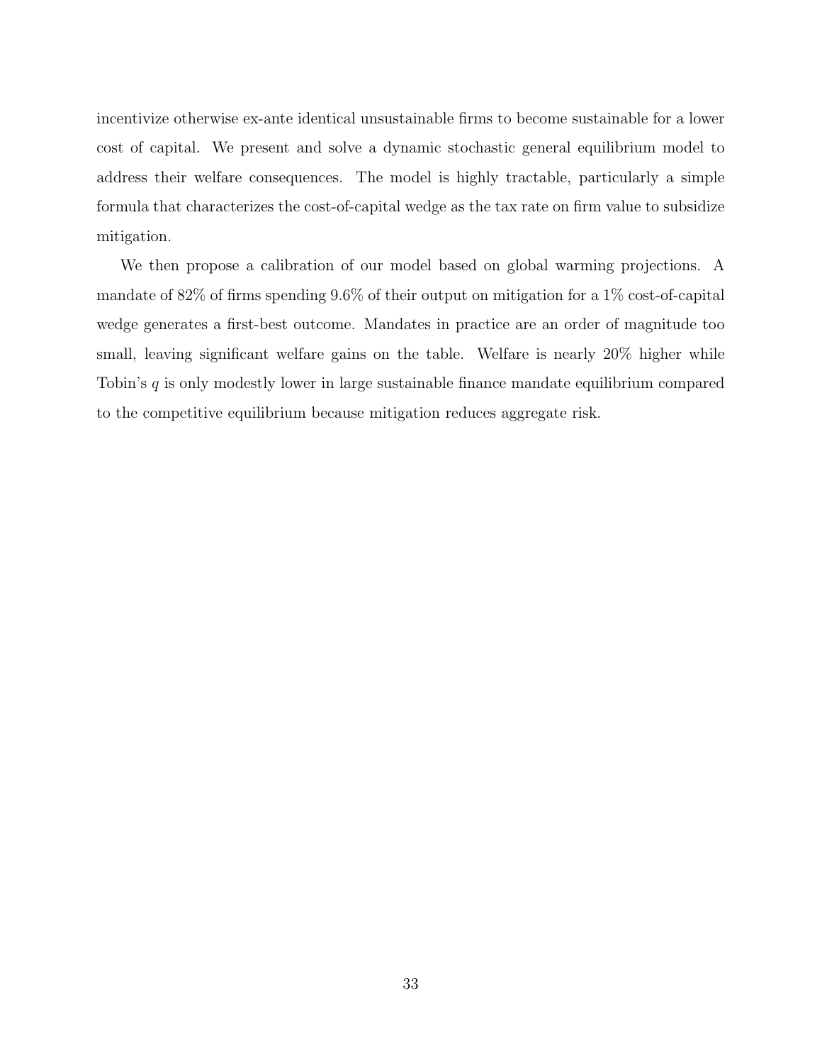incentivize otherwise ex-ante identical unsustainable firms to become sustainable for a lower cost of capital. We present and solve a dynamic stochastic general equilibrium model to address their welfare consequences. The model is highly tractable, particularly a simple formula that characterizes the cost-of-capital wedge as the tax rate on firm value to subsidize mitigation.

We then propose a calibration of our model based on global warming projections. A mandate of 82% of firms spending 9.6% of their output on mitigation for a 1% cost-of-capital wedge generates a first-best outcome. Mandates in practice are an order of magnitude too small, leaving significant welfare gains on the table. Welfare is nearly 20% higher while Tobin's $q$ is only modestly lower in large sustainable finance mandate equilibrium compared to the competitive equilibrium because mitigation reduces aggregate risk.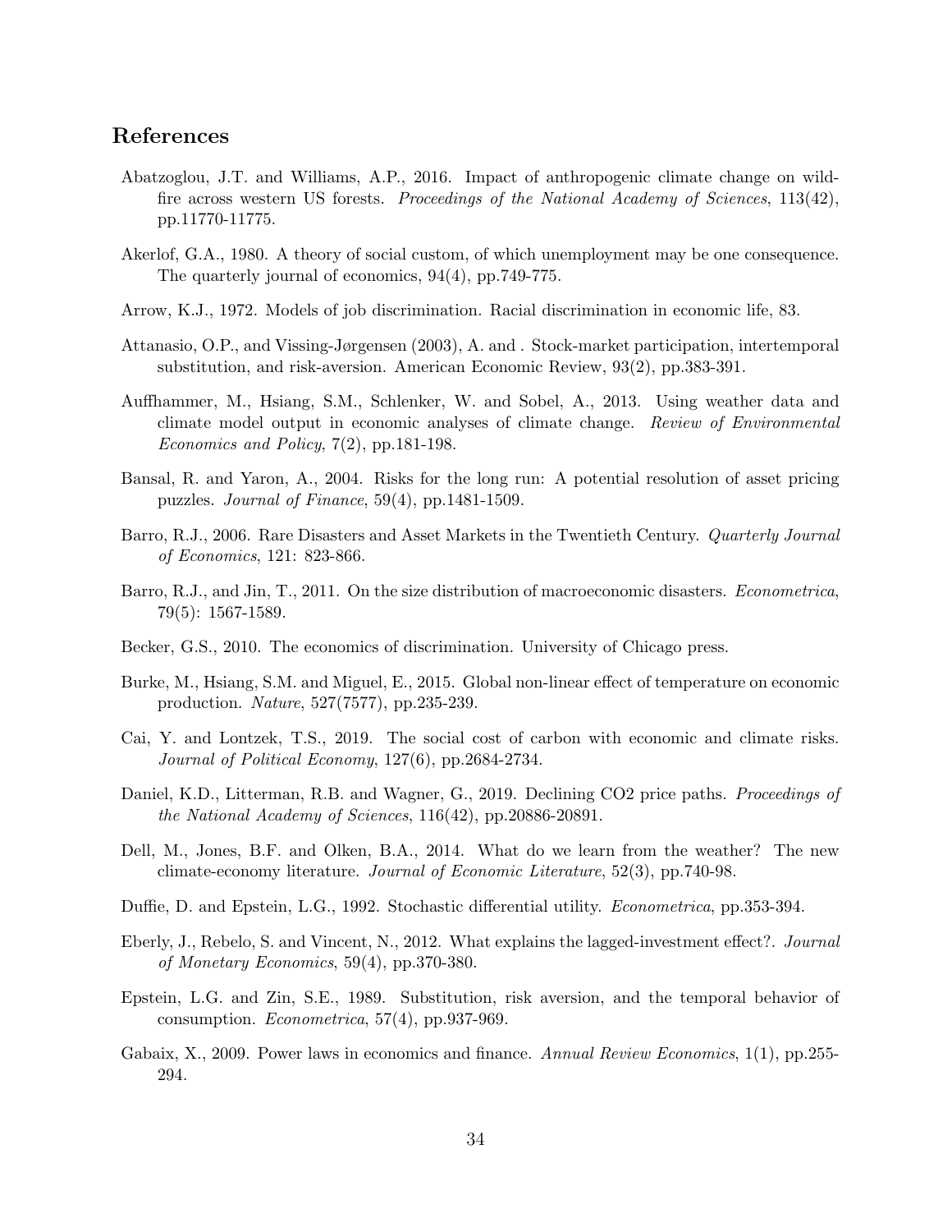## References

Abatzoglou, J.T. and Williams, A.P., 2016. Impact of anthropogenic climate change on wildfire across western US forests. *Proceedings of the National Academy of Sciences*, 113(42), pp.11770-11775.

Akerlof, G.A., 1980. A theory of social custom, of which unemployment may be one consequence. The quarterly journal of economics, 94(4), pp.749-775.

Arrow, K.J., 1972. Models of job discrimination. Racial discrimination in economic life, 83.

Attanasio, O.P., and Vissing-Jørgensen (2003), A. and . Stock-market participation, intertemporal substitution, and risk-aversion. American Economic Review, 93(2), pp.383-391.

Auffhammer, M., Hsiang, S.M., Schlenker, W. and Sobel, A., 2013. Using weather data and climate model output in economic analyses of climate change. *Review of Environmental Economics and Policy*, 7(2), pp.181-198.

Bansal, R. and Yaron, A., 2004. Risks for the long run: A potential resolution of asset pricing puzzles. *Journal of Finance*, 59(4), pp.1481-1509.

Barro, R.J., 2006. Rare Disasters and Asset Markets in the Twentieth Century. *Quarterly Journal of Economics*, 121: 823-866.

Barro, R.J., and Jin, T., 2011. On the size distribution of macroeconomic disasters. *Econometrica*, 79(5): 1567-1589.

Becker, G.S., 2010. The economics of discrimination. University of Chicago press.

Burke, M., Hsiang, S.M. and Miguel, E., 2015. Global non-linear effect of temperature on economic production. *Nature*, 527(7577), pp.235-239.

Cai, Y. and Lontzek, T.S., 2019. The social cost of carbon with economic and climate risks. *Journal of Political Economy*, 127(6), pp.2684-2734.

Daniel, K.D., Litterman, R.B. and Wagner, G., 2019. Declining CO2 price paths. *Proceedings of the National Academy of Sciences*, 116(42), pp.20886-20891.

Dell, M., Jones, B.F. and Olken, B.A., 2014. What do we learn from the weather? The new climate-economy literature. *Journal of Economic Literature*, 52(3), pp.740-98.

Duffie, D. and Epstein, L.G., 1992. Stochastic differential utility. *Econometrica*, pp.353-394.

Eberly, J., Rebelo, S. and Vincent, N., 2012. What explains the lagged-investment effect?. *Journal of Monetary Economics*, 59(4), pp.370-380.

Epstein, L.G. and Zin, S.E., 1989. Substitution, risk aversion, and the temporal behavior of consumption. *Econometrica*, 57(4), pp.937-969.

Gabaix, X., 2009. Power laws in economics and finance. *Annual Review Economics*, 1(1), pp.255-294.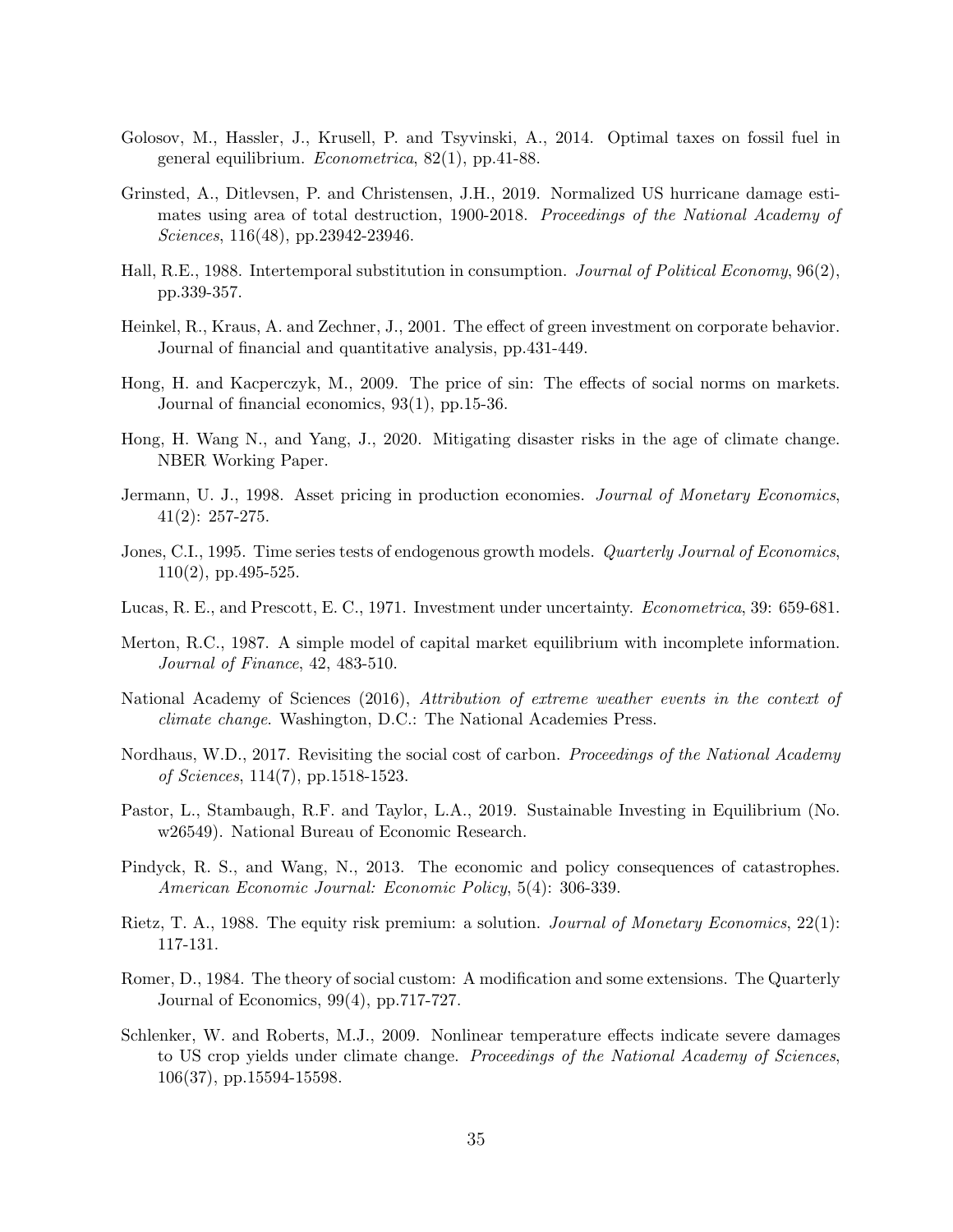Golosov, M., Hassler, J., Krusell, P. and Tsyvinski, A., 2014. Optimal taxes on fossil fuel in general equilibrium. *Econometrica*, 82(1), pp.41-88.

Grinsted, A., Ditlevsen, P. and Christensen, J.H., 2019. Normalized US hurricane damage estimates using area of total destruction, 1900-2018. *Proceedings of the National Academy of Sciences*, 116(48), pp.23942-23946.

Hall, R.E., 1988. Intertemporal substitution in consumption. *Journal of Political Economy*, 96(2), pp.339-357.

Heinkel, R., Kraus, A. and Zechner, J., 2001. The effect of green investment on corporate behavior. Journal of financial and quantitative analysis, pp.431-449.

Hong, H. and Kacperczyk, M., 2009. The price of sin: The effects of social norms on markets. Journal of financial economics, 93(1), pp.15-36.

Hong, H. Wang N., and Yang, J., 2020. Mitigating disaster risks in the age of climate change. NBER Working Paper.

Jermann, U. J., 1998. Asset pricing in production economies. *Journal of Monetary Economics*, 41(2): 257-275.

Jones, C.I., 1995. Time series tests of endogenous growth models. *Quarterly Journal of Economics*, 110(2), pp.495-525.

Lucas, R. E., and Prescott, E. C., 1971. Investment under uncertainty. *Econometrica*, 39: 659-681.

Merton, R.C., 1987. A simple model of capital market equilibrium with incomplete information. *Journal of Finance*, 42, 483-510.

National Academy of Sciences (2016), *Attribution of extreme weather events in the context of climate change*. Washington, D.C.: The National Academies Press.

Nordhaus, W.D., 2017. Revisiting the social cost of carbon. *Proceedings of the National Academy of Sciences*, 114(7), pp.1518-1523.

Pastor, L., Stambaugh, R.F. and Taylor, L.A., 2019. Sustainable Investing in Equilibrium (No. w26549). National Bureau of Economic Research.

Pindyck, R. S., and Wang, N., 2013. The economic and policy consequences of catastrophes. *American Economic Journal: Economic Policy*, 5(4): 306-339.

Rietz, T. A., 1988. The equity risk premium: a solution. *Journal of Monetary Economics*, 22(1): 117-131.

Romer, D., 1984. The theory of social custom: A modification and some extensions. The Quarterly Journal of Economics, 99(4), pp.717-727.

Schlenker, W. and Roberts, M.J., 2009. Nonlinear temperature effects indicate severe damages to US crop yields under climate change. *Proceedings of the National Academy of Sciences*, 106(37), pp.15594-15598.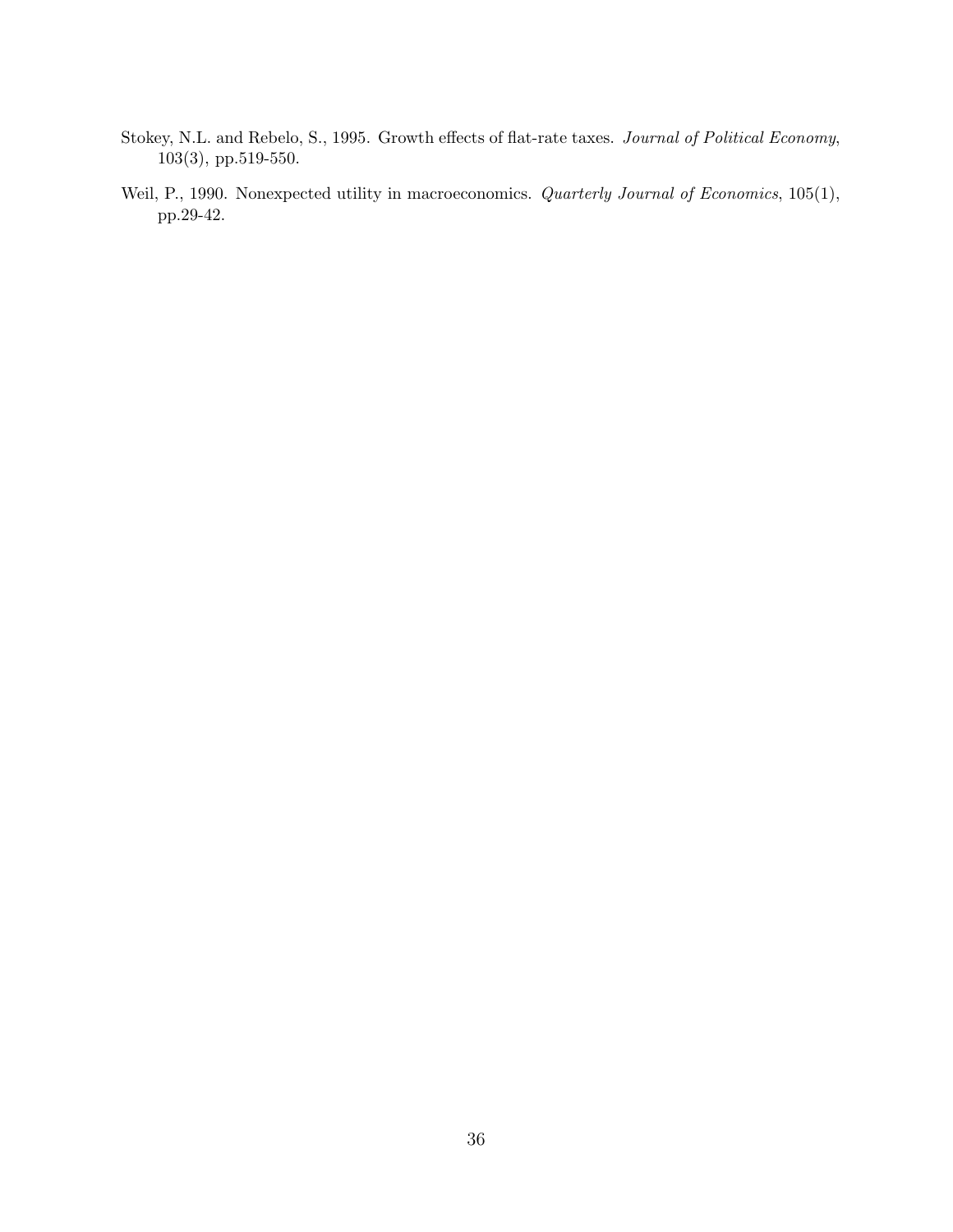Stokey, N.L. and Rebelo, S., 1995. Growth effects of flat-rate taxes. *Journal of Political Economy*, 103(3), pp.519-550.

Weil, P., 1990. Nonexpected utility in macroeconomics. *Quarterly Journal of Economics*, 105(1), pp.29-42.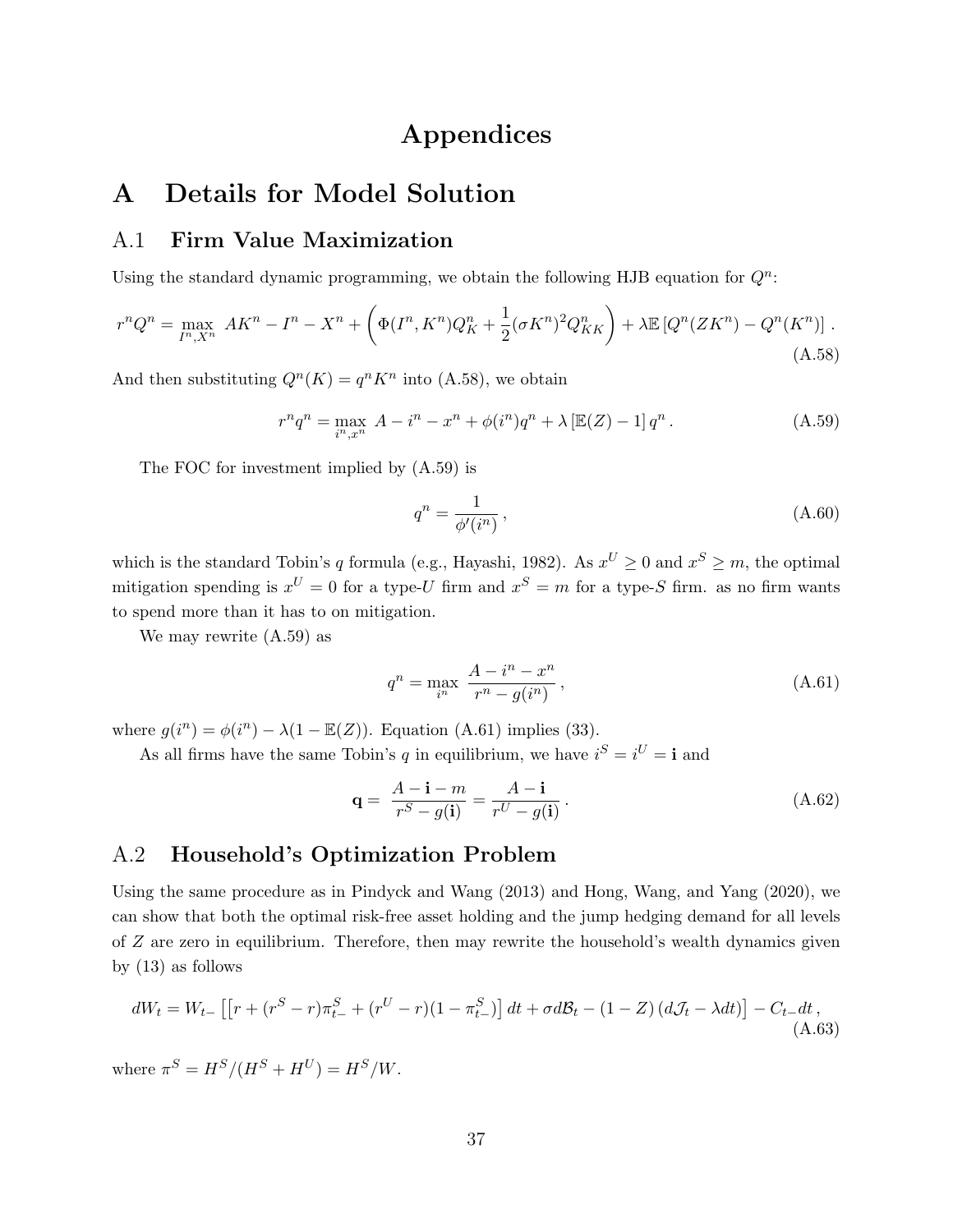# Appendices

# A Details for Model Solution

## A.1 Firm Value Maximization

Using the standard dynamic programming, we obtain the following HJB equation for $Q^n$:

$$r^n Q^n = \max_{I^n, X^n} \; AK^n - I^n - X^n + \left( \Phi(I^n, K^n) Q^n_K + \frac{1}{2}(\sigma K^n)^2 Q^n_{KK} \right) + \lambda \mathbb{E}\left[ Q^n(ZK^n) - Q^n(K^n) \right] . \tag{A.58}$$

And then substituting $Q^n(K) = q^n K^n$ into (A.58), we obtain

$$r^n q^n = \max_{i^n, x^n} \; A - i^n - x^n + \phi(i^n) q^n + \lambda \left[ \mathbb{E}(Z) - 1 \right] q^n . \tag{A.59}$$

The FOC for investment implied by (A.59) is

$$q^n = \frac{1}{\phi'(i^n)} , \tag{A.60}$$

which is the standard Tobin's $q$ formula (e.g., Hayashi, 1982). As $x^U \geq 0$ and $x^S \geq m$, the optimal mitigation spending is $x^U = 0$ for a type-$U$ firm and $x^S = m$ for a type-$S$ firm. as no firm wants to spend more than it has to on mitigation.

We may rewrite (A.59) as

$$q^n = \max_{i^n} \; \frac{A - i^n - x^n}{r^n - g(i^n)} , \tag{A.61}$$

where $g(i^n) = \phi(i^n) - \lambda(1 - \mathbb{E}(Z))$. Equation (A.61) implies (33).

As all firms have the same Tobin's $q$ in equilibrium, we have $i^S = i^U = \mathbf{i}$ and

$$\mathbf{q} = \frac{A - \mathbf{i} - m}{r^S - g(\mathbf{i})} = \frac{A - \mathbf{i}}{r^U - g(\mathbf{i})} . \tag{A.62}$$

## A.2 Household's Optimization Problem

Using the same procedure as in Pindyck and Wang (2013) and Hong, Wang, and Yang (2020), we can show that both the optimal risk-free asset holding and the jump hedging demand for all levels of $Z$ are zero in equilibrium. Therefore, then may rewrite the household's wealth dynamics given by (13) as follows

$$dW_t = W_{t-} \left[ \left[ r + (r^S - r)\pi^S_{t-} + (r^U - r)(1 - \pi^S_{t-}) \right] dt + \sigma d\mathcal{B}_t - (1 - Z)\left( d\mathcal{J}_t - \lambda dt \right) \right] - C_{t-} dt , \tag{A.63}$$

where $\pi^S = H^S/(H^S + H^U) = H^S/W$.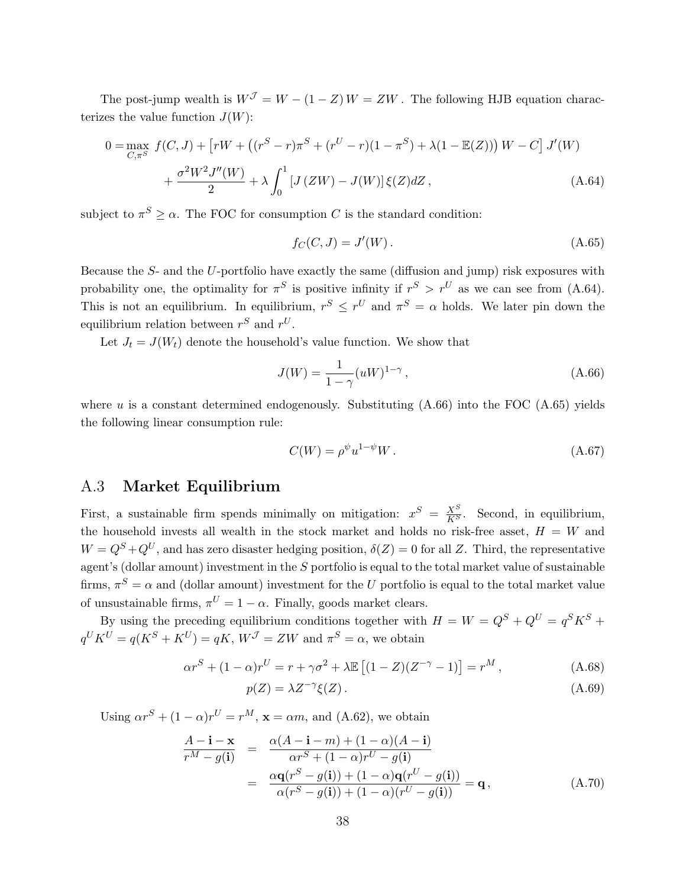The post-jump wealth is $W^{\mathcal{J}} = W - (1-Z)W = ZW$ . The following HJB equation characterizes the value function $J(W)$:

$$
\begin{aligned}
0 = \max_{C,\pi^S} \; & f(C,J) + \left[rW + \left((r^S - r)\pi^S + (r^U - r)(1-\pi^S) + \lambda(1-\mathbb{E}(Z))\right)W - C\right] J'(W) \\
& + \frac{\sigma^2 W^2 J''(W)}{2} + \lambda \int_0^1 \left[J(ZW) - J(W)\right] \xi(Z) dZ \,, \qquad \text{(A.64)}
\end{aligned}
$$

subject to $\pi^S \geq \alpha$. The FOC for consumption $C$ is the standard condition:

$$
f_C(C,J) = J'(W) \,. \qquad \text{(A.65)}
$$

Because the $S$- and the $U$-portfolio have exactly the same (diffusion and jump) risk exposures with probability one, the optimality for $\pi^S$ is positive infinity if $r^S > r^U$ as we can see from (A.64). This is not an equilibrium. In equilibrium, $r^S \leq r^U$ and $\pi^S = \alpha$ holds. We later pin down the equilibrium relation between $r^S$ and $r^U$.

Let $J_t = J(W_t)$ denote the household's value function. We show that

$$
J(W) = \frac{1}{1-\gamma}(uW)^{1-\gamma} \,, \qquad \text{(A.66)}
$$

where $u$ is a constant determined endogenously. Substituting (A.66) into the FOC (A.65) yields the following linear consumption rule:

$$
C(W) = \rho^{\psi} u^{1-\psi} W \,. \qquad \text{(A.67)}
$$

## A.3 Market Equilibrium

First, a sustainable firm spends minimally on mitigation: $x^S = \frac{X^S}{K^S}$. Second, in equilibrium, the household invests all wealth in the stock market and holds no risk-free asset, $H = W$ and $W = Q^S + Q^U$, and has zero disaster hedging position, $\delta(Z) = 0$ for all $Z$. Third, the representative agent's (dollar amount) investment in the $S$ portfolio is equal to the total market value of sustainable firms, $\pi^S = \alpha$ and (dollar amount) investment for the $U$ portfolio is equal to the total market value of unsustainable firms, $\pi^U = 1-\alpha$. Finally, goods market clears.

By using the preceding equilibrium conditions together with $H = W = Q^S + Q^U = q^S K^S + q^U K^U = q(K^S + K^U) = qK$, $W^{\mathcal{J}} = ZW$ and $\pi^S = \alpha$, we obtain

$$
\alpha r^S + (1-\alpha) r^U = r + \gamma\sigma^2 + \lambda \mathbb{E}\left[(1-Z)(Z^{-\gamma} - 1)\right] = r^M \,, \qquad \text{(A.68)}
$$

$$
p(Z) = \lambda Z^{-\gamma} \xi(Z) \,. \qquad \text{(A.69)}
$$

Using $\alpha r^S + (1-\alpha) r^U = r^M$, $\mathbf{x} = \alpha m$, and (A.62), we obtain

$$
\begin{aligned}
\frac{A - \mathbf{i} - \mathbf{x}}{r^M - g(\mathbf{i})} &= \frac{\alpha(A - \mathbf{i} - m) + (1-\alpha)(A - \mathbf{i})}{\alpha r^S + (1-\alpha) r^U - g(\mathbf{i})} \\
&= \frac{\alpha \mathbf{q}(r^S - g(\mathbf{i})) + (1-\alpha)\mathbf{q}(r^U - g(\mathbf{i}))}{\alpha(r^S - g(\mathbf{i})) + (1-\alpha)(r^U - g(\mathbf{i}))} = \mathbf{q} \,, \qquad \text{(A.70)}
\end{aligned}
$$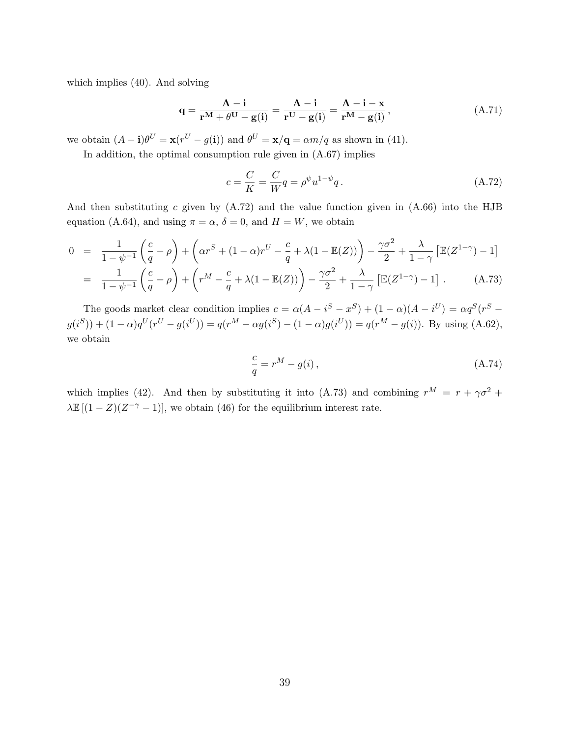which implies (40). And solving

$$\mathbf{q} = \frac{\mathbf{A} - \mathbf{i}}{\mathbf{r^M} + \theta^\mathbf{U} - \mathbf{g}(\mathbf{i})} = \frac{\mathbf{A} - \mathbf{i}}{\mathbf{r^U} - \mathbf{g}(\mathbf{i})} = \frac{\mathbf{A} - \mathbf{i} - \mathbf{x}}{\mathbf{r^M} - \mathbf{g}(\mathbf{i})}\,, \tag{A.71}$$

we obtain $(A - \mathbf{i})\theta^U = \mathbf{x}(r^U - g(\mathbf{i}))$ and $\theta^U = \mathbf{x}/\mathbf{q} = \alpha m/q$ as shown in (41).

In addition, the optimal consumption rule given in (A.67) implies

$$c = \frac{C}{K} = \frac{C}{W} q = \rho^\psi u^{1-\psi} q\,. \tag{A.72}$$

And then substituting $c$ given by (A.72) and the value function given in (A.66) into the HJB equation (A.64), and using $\pi = \alpha$, $\delta = 0$, and $H = W$, we obtain

$$\begin{aligned}
0 &= \frac{1}{1-\psi^{-1}}\left(\frac{c}{q} - \rho\right) + \left(\alpha r^S + (1-\alpha) r^U - \frac{c}{q} + \lambda(1 - \mathbb{E}(Z))\right) - \frac{\gamma\sigma^2}{2} + \frac{\lambda}{1-\gamma}\left[\mathbb{E}(Z^{1-\gamma}) - 1\right] \\
&= \frac{1}{1-\psi^{-1}}\left(\frac{c}{q} - \rho\right) + \left(r^M - \frac{c}{q} + \lambda(1 - \mathbb{E}(Z))\right) - \frac{\gamma\sigma^2}{2} + \frac{\lambda}{1-\gamma}\left[\mathbb{E}(Z^{1-\gamma}) - 1\right]\,.
\end{aligned} \tag{A.73}$$

The goods market clear condition implies $c = \alpha(A - i^S - x^S) + (1-\alpha)(A - i^U) = \alpha q^S (r^S - g(i^S)) + (1-\alpha) q^U (r^U - g(i^U)) = q(r^M - \alpha g(i^S) - (1-\alpha) g(i^U)) = q(r^M - g(i))$. By using (A.62), we obtain

$$\frac{c}{q} = r^M - g(i)\,, \tag{A.74}$$

which implies (42). And then by substituting it into (A.73) and combining $r^M = r + \gamma\sigma^2 + \lambda\mathbb{E}\left[(1 - Z)(Z^{-\gamma} - 1)\right]$, we obtain (46) for the equilibrium interest rate.